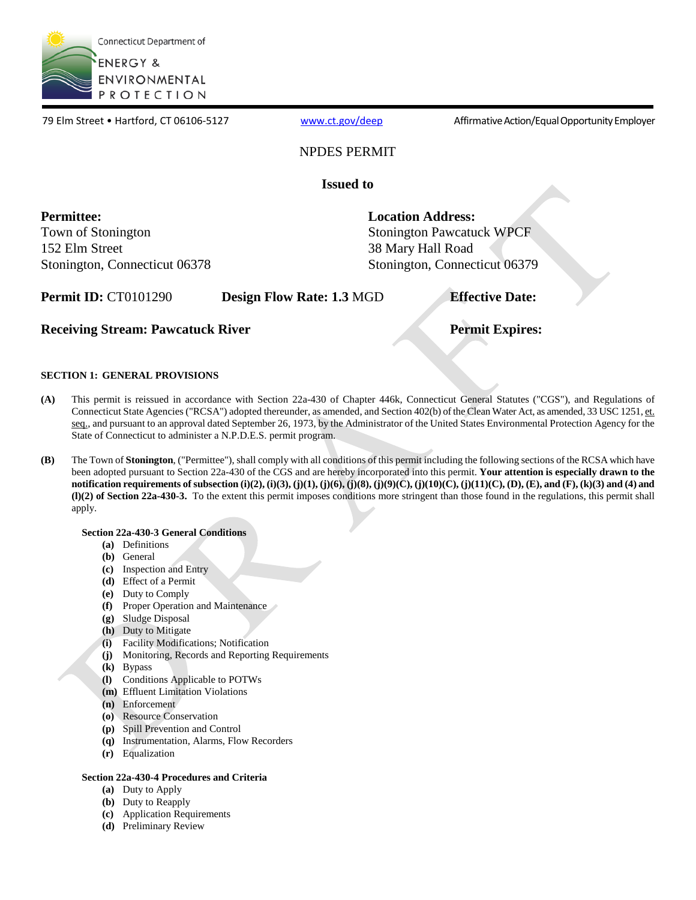Connecticut Department of ENERGY & ENVIRONMENTAL PROTECTION

79 Elm Street • Hartford, CT 06106-5127    www.ct.gov/deep    Affirmative Action/Equal Opportunity Employer

NPDES PERMIT

**Issued to**

**Permittee:**
Town of Stonington
152 Elm Street
Stonington, Connecticut 06378

**Location Address:**
Stonington Pawcatuck WPCF
38 Mary Hall Road
Stonington, Connecticut 06379

**Permit ID:** CT0101290    **Design Flow Rate: 1.3** MGD    **Effective Date:**

**Receiving Stream: Pawcatuck River**    **Permit Expires:**

**SECTION 1: GENERAL PROVISIONS**

**(A)** This permit is reissued in accordance with Section 22a-430 of Chapter 446k, Connecticut General Statutes ("CGS"), and Regulations of Connecticut State Agencies ("RCSA") adopted thereunder, as amended, and Section 402(b) of the Clean Water Act, as amended, 33 USC 1251, et. seq., and pursuant to an approval dated September 26, 1973, by the Administrator of the United States Environmental Protection Agency for the State of Connecticut to administer a N.P.D.E.S. permit program.

**(B)** The Town of **Stonington**, ("Permittee"), shall comply with all conditions of this permit including the following sections of the RCSA which have been adopted pursuant to Section 22a-430 of the CGS and are hereby incorporated into this permit. **Your attention is especially drawn to the notification requirements of subsection (i)(2), (i)(3), (j)(1), (j)(6), (j)(8), (j)(9)(C), (j)(10)(C), (j)(11)(C), (D), (E), and (F), (k)(3) and (4) and (l)(2) of Section 22a-430-3.** To the extent this permit imposes conditions more stringent than those found in the regulations, this permit shall apply.

**Section 22a-430-3 General Conditions**

- **(a)** Definitions
- **(b)** General
- **(c)** Inspection and Entry
- **(d)** Effect of a Permit
- **(e)** Duty to Comply
- **(f)** Proper Operation and Maintenance
- **(g)** Sludge Disposal
- **(h)** Duty to Mitigate
- **(i)** Facility Modifications; Notification
- **(j)** Monitoring, Records and Reporting Requirements
- **(k)** Bypass
- **(l)** Conditions Applicable to POTWs
- **(m)** Effluent Limitation Violations
- **(n)** Enforcement
- **(o)** Resource Conservation
- **(p)** Spill Prevention and Control
- **(q)** Instrumentation, Alarms, Flow Recorders
- **(r)** Equalization

**Section 22a-430-4 Procedures and Criteria**

- **(a)** Duty to Apply
- **(b)** Duty to Reapply
- **(c)** Application Requirements
- **(d)** Preliminary Review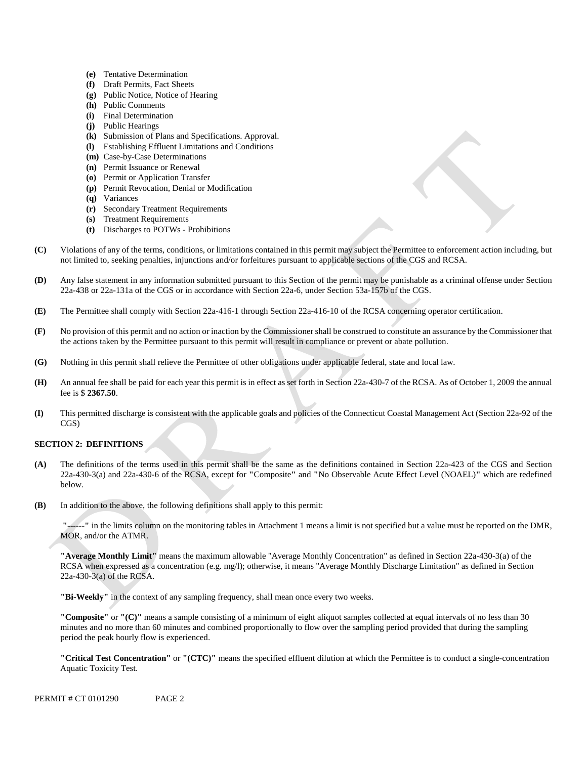- **(e)** Tentative Determination
- **(f)** Draft Permits, Fact Sheets
- **(g)** Public Notice, Notice of Hearing
- **(h)** Public Comments
- **(i)** Final Determination
- **(j)** Public Hearings
- **(k)** Submission of Plans and Specifications. Approval.
- **(l)** Establishing Effluent Limitations and Conditions
- **(m)** Case-by-Case Determinations
- **(n)** Permit Issuance or Renewal
- **(o)** Permit or Application Transfer
- **(p)** Permit Revocation, Denial or Modification
- **(q)** Variances
- **(r)** Secondary Treatment Requirements
- **(s)** Treatment Requirements
- **(t)** Discharges to POTWs - Prohibitions

**(C)** Violations of any of the terms, conditions, or limitations contained in this permit may subject the Permittee to enforcement action including, but not limited to, seeking penalties, injunctions and/or forfeitures pursuant to applicable sections of the CGS and RCSA.

**(D)** Any false statement in any information submitted pursuant to this Section of the permit may be punishable as a criminal offense under Section 22a-438 or 22a-131a of the CGS or in accordance with Section 22a-6, under Section 53a-157b of the CGS.

**(E)** The Permittee shall comply with Section 22a-416-1 through Section 22a-416-10 of the RCSA concerning operator certification.

**(F)** No provision of this permit and no action or inaction by the Commissioner shall be construed to constitute an assurance by the Commissioner that the actions taken by the Permittee pursuant to this permit will result in compliance or prevent or abate pollution.

**(G)** Nothing in this permit shall relieve the Permittee of other obligations under applicable federal, state and local law.

**(H)** An annual fee shall be paid for each year this permit is in effect as set forth in Section 22a-430-7 of the RCSA. As of October 1, 2009 the annual fee is $ **2367.50**.

**(I)** This permitted discharge is consistent with the applicable goals and policies of the Connecticut Coastal Management Act (Section 22a-92 of the CGS)

**SECTION 2: DEFINITIONS**

**(A)** The definitions of the terms used in this permit shall be the same as the definitions contained in Section 22a-423 of the CGS and Section 22a-430-3(a) and 22a-430-6 of the RCSA, except for **"**Composite**"** and **"**No Observable Acute Effect Level (NOAEL)**"** which are redefined below.

**(B)** In addition to the above, the following definitions shall apply to this permit:

**"------"** in the limits column on the monitoring tables in Attachment 1 means a limit is not specified but a value must be reported on the DMR, MOR, and/or the ATMR.

**"Average Monthly Limit"** means the maximum allowable "Average Monthly Concentration" as defined in Section 22a-430-3(a) of the RCSA when expressed as a concentration (e.g. mg/l); otherwise, it means "Average Monthly Discharge Limitation" as defined in Section 22a-430-3(a) of the RCSA.

**"Bi-Weekly"** in the context of any sampling frequency, shall mean once every two weeks.

**"Composite"** or **"(C)"** means a sample consisting of a minimum of eight aliquot samples collected at equal intervals of no less than 30 minutes and no more than 60 minutes and combined proportionally to flow over the sampling period provided that during the sampling period the peak hourly flow is experienced.

**"Critical Test Concentration"** or **"(CTC)"** means the specified effluent dilution at which the Permittee is to conduct a single-concentration Aquatic Toxicity Test.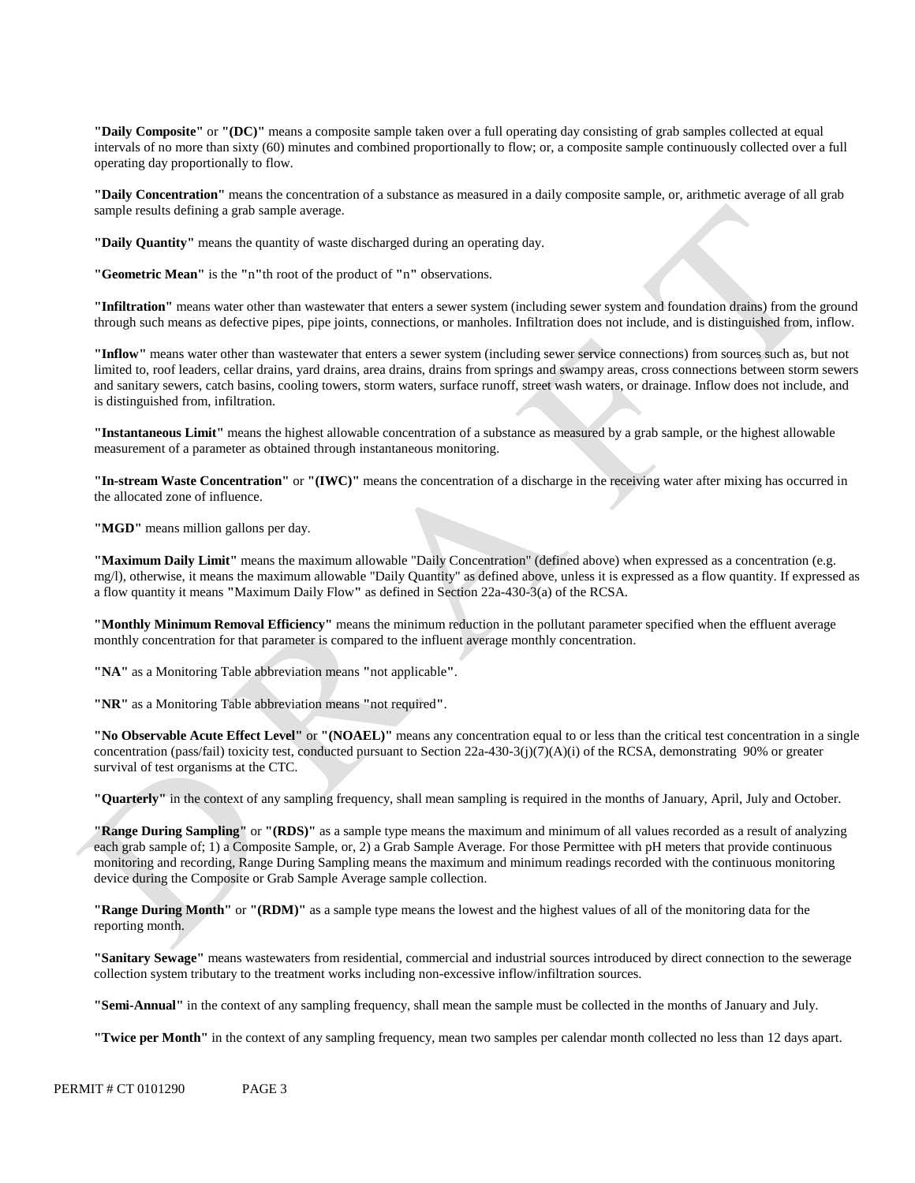**"Daily Composite"** or **"(DC)"** means a composite sample taken over a full operating day consisting of grab samples collected at equal intervals of no more than sixty (60) minutes and combined proportionally to flow; or, a composite sample continuously collected over a full operating day proportionally to flow.

**"Daily Concentration"** means the concentration of a substance as measured in a daily composite sample, or, arithmetic average of all grab sample results defining a grab sample average.

**"Daily Quantity"** means the quantity of waste discharged during an operating day.

**"Geometric Mean"** is the **"n"**th root of the product of **"n"** observations.

**"Infiltration"** means water other than wastewater that enters a sewer system (including sewer system and foundation drains) from the ground through such means as defective pipes, pipe joints, connections, or manholes. Infiltration does not include, and is distinguished from, inflow.

**"Inflow"** means water other than wastewater that enters a sewer system (including sewer service connections) from sources such as, but not limited to, roof leaders, cellar drains, yard drains, area drains, drains from springs and swampy areas, cross connections between storm sewers and sanitary sewers, catch basins, cooling towers, storm waters, surface runoff, street wash waters, or drainage. Inflow does not include, and is distinguished from, infiltration.

**"Instantaneous Limit"** means the highest allowable concentration of a substance as measured by a grab sample, or the highest allowable measurement of a parameter as obtained through instantaneous monitoring.

**"In-stream Waste Concentration"** or **"(IWC)"** means the concentration of a discharge in the receiving water after mixing has occurred in the allocated zone of influence.

**"MGD"** means million gallons per day.

**"Maximum Daily Limit"** means the maximum allowable "Daily Concentration" (defined above) when expressed as a concentration (e.g. mg/l), otherwise, it means the maximum allowable "Daily Quantity" as defined above, unless it is expressed as a flow quantity. If expressed as a flow quantity it means **"**Maximum Daily Flow**"** as defined in Section 22a-430-3(a) of the RCSA.

**"Monthly Minimum Removal Efficiency"** means the minimum reduction in the pollutant parameter specified when the effluent average monthly concentration for that parameter is compared to the influent average monthly concentration.

**"NA"** as a Monitoring Table abbreviation means **"**not applicable**"**.

**"NR"** as a Monitoring Table abbreviation means **"**not required**"**.

**"No Observable Acute Effect Level"** or **"(NOAEL)"** means any concentration equal to or less than the critical test concentration in a single concentration (pass/fail) toxicity test, conducted pursuant to Section 22a-430-3(j)(7)(A)(i) of the RCSA, demonstrating 90% or greater survival of test organisms at the CTC.

**"Quarterly"** in the context of any sampling frequency, shall mean sampling is required in the months of January, April, July and October.

**"Range During Sampling"** or **"(RDS)"** as a sample type means the maximum and minimum of all values recorded as a result of analyzing each grab sample of; 1) a Composite Sample, or, 2) a Grab Sample Average. For those Permittee with pH meters that provide continuous monitoring and recording, Range During Sampling means the maximum and minimum readings recorded with the continuous monitoring device during the Composite or Grab Sample Average sample collection.

**"Range During Month"** or **"(RDM)"** as a sample type means the lowest and the highest values of all of the monitoring data for the reporting month.

**"Sanitary Sewage"** means wastewaters from residential, commercial and industrial sources introduced by direct connection to the sewerage collection system tributary to the treatment works including non-excessive inflow/infiltration sources.

**"Semi-Annual"** in the context of any sampling frequency, shall mean the sample must be collected in the months of January and July.

**"Twice per Month"** in the context of any sampling frequency, mean two samples per calendar month collected no less than 12 days apart.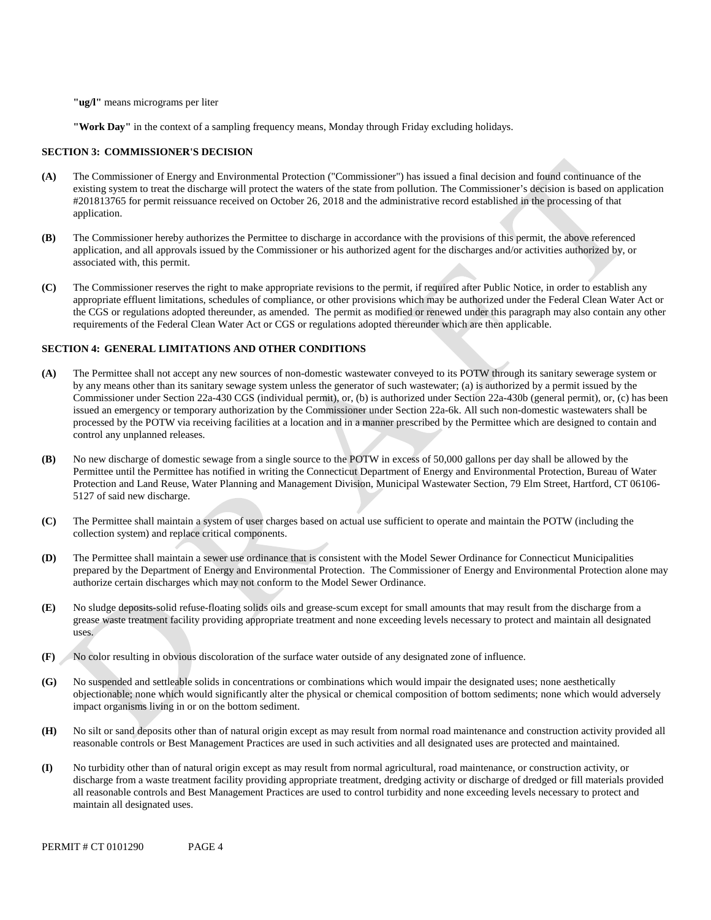**"ug/l"** means micrograms per liter

**"Work Day"** in the context of a sampling frequency means, Monday through Friday excluding holidays.

## SECTION 3: COMMISSIONER'S DECISION

**(A)** The Commissioner of Energy and Environmental Protection ("Commissioner") has issued a final decision and found continuance of the existing system to treat the discharge will protect the waters of the state from pollution. The Commissioner's decision is based on application #201813765 for permit reissuance received on October 26, 2018 and the administrative record established in the processing of that application.

**(B)** The Commissioner hereby authorizes the Permittee to discharge in accordance with the provisions of this permit, the above referenced application, and all approvals issued by the Commissioner or his authorized agent for the discharges and/or activities authorized by, or associated with, this permit.

**(C)** The Commissioner reserves the right to make appropriate revisions to the permit, if required after Public Notice, in order to establish any appropriate effluent limitations, schedules of compliance, or other provisions which may be authorized under the Federal Clean Water Act or the CGS or regulations adopted thereunder, as amended. The permit as modified or renewed under this paragraph may also contain any other requirements of the Federal Clean Water Act or CGS or regulations adopted thereunder which are then applicable.

## SECTION 4: GENERAL LIMITATIONS AND OTHER CONDITIONS

**(A)** The Permittee shall not accept any new sources of non-domestic wastewater conveyed to its POTW through its sanitary sewerage system or by any means other than its sanitary sewage system unless the generator of such wastewater; (a) is authorized by a permit issued by the Commissioner under Section 22a-430 CGS (individual permit), or, (b) is authorized under Section 22a-430b (general permit), or, (c) has been issued an emergency or temporary authorization by the Commissioner under Section 22a-6k. All such non-domestic wastewaters shall be processed by the POTW via receiving facilities at a location and in a manner prescribed by the Permittee which are designed to contain and control any unplanned releases.

**(B)** No new discharge of domestic sewage from a single source to the POTW in excess of 50,000 gallons per day shall be allowed by the Permittee until the Permittee has notified in writing the Connecticut Department of Energy and Environmental Protection, Bureau of Water Protection and Land Reuse, Water Planning and Management Division, Municipal Wastewater Section, 79 Elm Street, Hartford, CT 06106-5127 of said new discharge.

**(C)** The Permittee shall maintain a system of user charges based on actual use sufficient to operate and maintain the POTW (including the collection system) and replace critical components.

**(D)** The Permittee shall maintain a sewer use ordinance that is consistent with the Model Sewer Ordinance for Connecticut Municipalities prepared by the Department of Energy and Environmental Protection. The Commissioner of Energy and Environmental Protection alone may authorize certain discharges which may not conform to the Model Sewer Ordinance.

**(E)** No sludge deposits-solid refuse-floating solids oils and grease-scum except for small amounts that may result from the discharge from a grease waste treatment facility providing appropriate treatment and none exceeding levels necessary to protect and maintain all designated uses.

**(F)** No color resulting in obvious discoloration of the surface water outside of any designated zone of influence.

**(G)** No suspended and settleable solids in concentrations or combinations which would impair the designated uses; none aesthetically objectionable; none which would significantly alter the physical or chemical composition of bottom sediments; none which would adversely impact organisms living in or on the bottom sediment.

**(H)** No silt or sand deposits other than of natural origin except as may result from normal road maintenance and construction activity provided all reasonable controls or Best Management Practices are used in such activities and all designated uses are protected and maintained.

**(I)** No turbidity other than of natural origin except as may result from normal agricultural, road maintenance, or construction activity, or discharge from a waste treatment facility providing appropriate treatment, dredging activity or discharge of dredged or fill materials provided all reasonable controls and Best Management Practices are used to control turbidity and none exceeding levels necessary to protect and maintain all designated uses.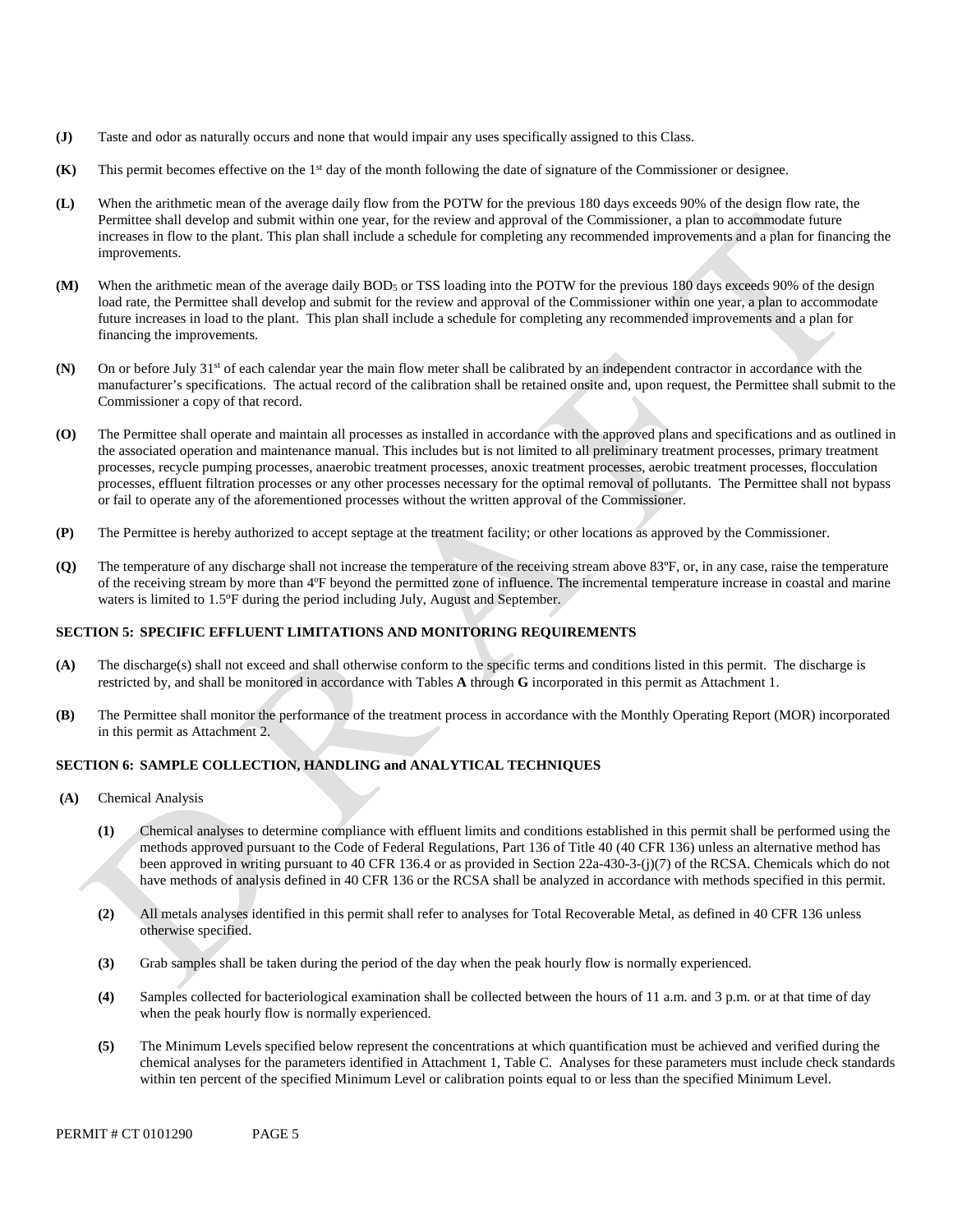**(J)** Taste and odor as naturally occurs and none that would impair any uses specifically assigned to this Class.

**(K)** This permit becomes effective on the 1st day of the month following the date of signature of the Commissioner or designee.

**(L)** When the arithmetic mean of the average daily flow from the POTW for the previous 180 days exceeds 90% of the design flow rate, the Permittee shall develop and submit within one year, for the review and approval of the Commissioner, a plan to accommodate future increases in flow to the plant. This plan shall include a schedule for completing any recommended improvements and a plan for financing the improvements.

**(M)** When the arithmetic mean of the average daily $BOD_5$ or TSS loading into the POTW for the previous 180 days exceeds 90% of the design load rate, the Permittee shall develop and submit for the review and approval of the Commissioner within one year, a plan to accommodate future increases in load to the plant. This plan shall include a schedule for completing any recommended improvements and a plan for financing the improvements.

**(N)** On or before July 31st of each calendar year the main flow meter shall be calibrated by an independent contractor in accordance with the manufacturer's specifications. The actual record of the calibration shall be retained onsite and, upon request, the Permittee shall submit to the Commissioner a copy of that record.

**(O)** The Permittee shall operate and maintain all processes as installed in accordance with the approved plans and specifications and as outlined in the associated operation and maintenance manual. This includes but is not limited to all preliminary treatment processes, primary treatment processes, recycle pumping processes, anaerobic treatment processes, anoxic treatment processes, aerobic treatment processes, flocculation processes, effluent filtration processes or any other processes necessary for the optimal removal of pollutants. The Permittee shall not bypass or fail to operate any of the aforementioned processes without the written approval of the Commissioner.

**(P)** The Permittee is hereby authorized to accept septage at the treatment facility; or other locations as approved by the Commissioner.

**(Q)** The temperature of any discharge shall not increase the temperature of the receiving stream above 83ºF, or, in any case, raise the temperature of the receiving stream by more than 4ºF beyond the permitted zone of influence. The incremental temperature increase in coastal and marine waters is limited to 1.5ºF during the period including July, August and September.

## SECTION 5: SPECIFIC EFFLUENT LIMITATIONS AND MONITORING REQUIREMENTS

**(A)** The discharge(s) shall not exceed and shall otherwise conform to the specific terms and conditions listed in this permit. The discharge is restricted by, and shall be monitored in accordance with Tables **A** through **G** incorporated in this permit as Attachment 1.

**(B)** The Permittee shall monitor the performance of the treatment process in accordance with the Monthly Operating Report (MOR) incorporated in this permit as Attachment 2.

## SECTION 6: SAMPLE COLLECTION, HANDLING and ANALYTICAL TECHNIQUES

**(A)** Chemical Analysis

**(1)** Chemical analyses to determine compliance with effluent limits and conditions established in this permit shall be performed using the methods approved pursuant to the Code of Federal Regulations, Part 136 of Title 40 (40 CFR 136) unless an alternative method has been approved in writing pursuant to 40 CFR 136.4 or as provided in Section 22a-430-3-(j)(7) of the RCSA. Chemicals which do not have methods of analysis defined in 40 CFR 136 or the RCSA shall be analyzed in accordance with methods specified in this permit.

**(2)** All metals analyses identified in this permit shall refer to analyses for Total Recoverable Metal, as defined in 40 CFR 136 unless otherwise specified.

**(3)** Grab samples shall be taken during the period of the day when the peak hourly flow is normally experienced.

**(4)** Samples collected for bacteriological examination shall be collected between the hours of 11 a.m. and 3 p.m. or at that time of day when the peak hourly flow is normally experienced.

**(5)** The Minimum Levels specified below represent the concentrations at which quantification must be achieved and verified during the chemical analyses for the parameters identified in Attachment 1, Table C. Analyses for these parameters must include check standards within ten percent of the specified Minimum Level or calibration points equal to or less than the specified Minimum Level.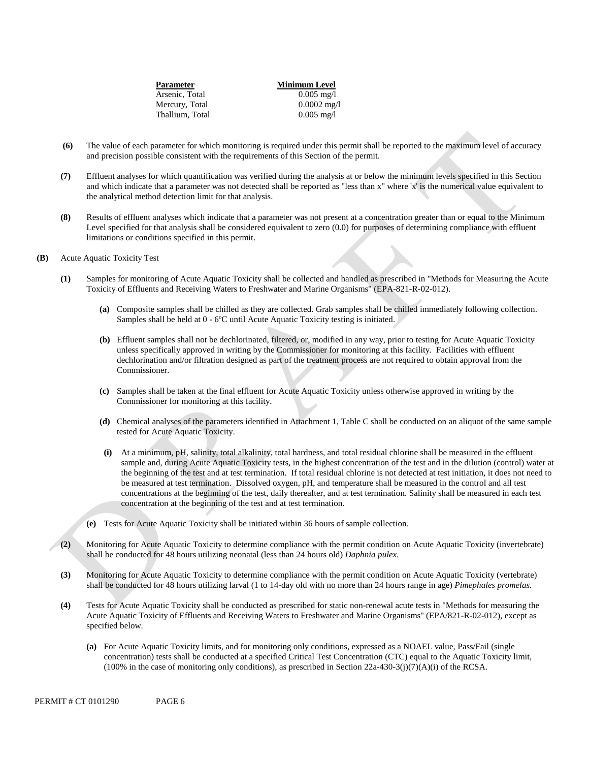| Parameter | Minimum Level |
| --- | --- |
| Arsenic, Total | 0.005 mg/l |
| Mercury, Total | 0.0002 mg/l |
| Thallium, Total | 0.005 mg/l |

**(6)** The value of each parameter for which monitoring is required under this permit shall be reported to the maximum level of accuracy and precision possible consistent with the requirements of this Section of the permit.

**(7)** Effluent analyses for which quantification was verified during the analysis at or below the minimum levels specified in this Section and which indicate that a parameter was not detected shall be reported as "less than x" where 'x' is the numerical value equivalent to the analytical method detection limit for that analysis.

**(8)** Results of effluent analyses which indicate that a parameter was not present at a concentration greater than or equal to the Minimum Level specified for that analysis shall be considered equivalent to zero (0.0) for purposes of determining compliance with effluent limitations or conditions specified in this permit.

**(B)** Acute Aquatic Toxicity Test

**(1)** Samples for monitoring of Acute Aquatic Toxicity shall be collected and handled as prescribed in "Methods for Measuring the Acute Toxicity of Effluents and Receiving Waters to Freshwater and Marine Organisms" (EPA-821-R-02-012).

**(a)** Composite samples shall be chilled as they are collected. Grab samples shall be chilled immediately following collection. Samples shall be held at 0 - 6ºC until Acute Aquatic Toxicity testing is initiated.

**(b)** Effluent samples shall not be dechlorinated, filtered, or, modified in any way, prior to testing for Acute Aquatic Toxicity unless specifically approved in writing by the Commissioner for monitoring at this facility. Facilities with effluent dechlorination and/or filtration designed as part of the treatment process are not required to obtain approval from the Commissioner.

**(c)** Samples shall be taken at the final effluent for Acute Aquatic Toxicity unless otherwise approved in writing by the Commissioner for monitoring at this facility.

**(d)** Chemical analyses of the parameters identified in Attachment 1, Table C shall be conducted on an aliquot of the same sample tested for Acute Aquatic Toxicity.

**(i)** At a minimum, pH, salinity, total alkalinity, total hardness, and total residual chlorine shall be measured in the effluent sample and, during Acute Aquatic Toxicity tests, in the highest concentration of the test and in the dilution (control) water at the beginning of the test and at test termination. If total residual chlorine is not detected at test initiation, it does not need to be measured at test termination. Dissolved oxygen, pH, and temperature shall be measured in the control and all test concentrations at the beginning of the test, daily thereafter, and at test termination. Salinity shall be measured in each test concentration at the beginning of the test and at test termination.

**(e)** Tests for Acute Aquatic Toxicity shall be initiated within 36 hours of sample collection.

**(2)** Monitoring for Acute Aquatic Toxicity to determine compliance with the permit condition on Acute Aquatic Toxicity (invertebrate) shall be conducted for 48 hours utilizing neonatal (less than 24 hours old) *Daphnia pulex*.

**(3)** Monitoring for Acute Aquatic Toxicity to determine compliance with the permit condition on Acute Aquatic Toxicity (vertebrate) shall be conducted for 48 hours utilizing larval (1 to 14-day old with no more than 24 hours range in age) *Pimephales promelas*.

**(4)** Tests for Acute Aquatic Toxicity shall be conducted as prescribed for static non-renewal acute tests in "Methods for measuring the Acute Aquatic Toxicity of Effluents and Receiving Waters to Freshwater and Marine Organisms" (EPA/821-R-02-012), except as specified below.

**(a)** For Acute Aquatic Toxicity limits, and for monitoring only conditions, expressed as a NOAEL value, Pass/Fail (single concentration) tests shall be conducted at a specified Critical Test Concentration (CTC) equal to the Aquatic Toxicity limit, (100% in the case of monitoring only conditions), as prescribed in Section 22a-430-3(j)(7)(A)(i) of the RCSA.

PERMIT # CT 0101290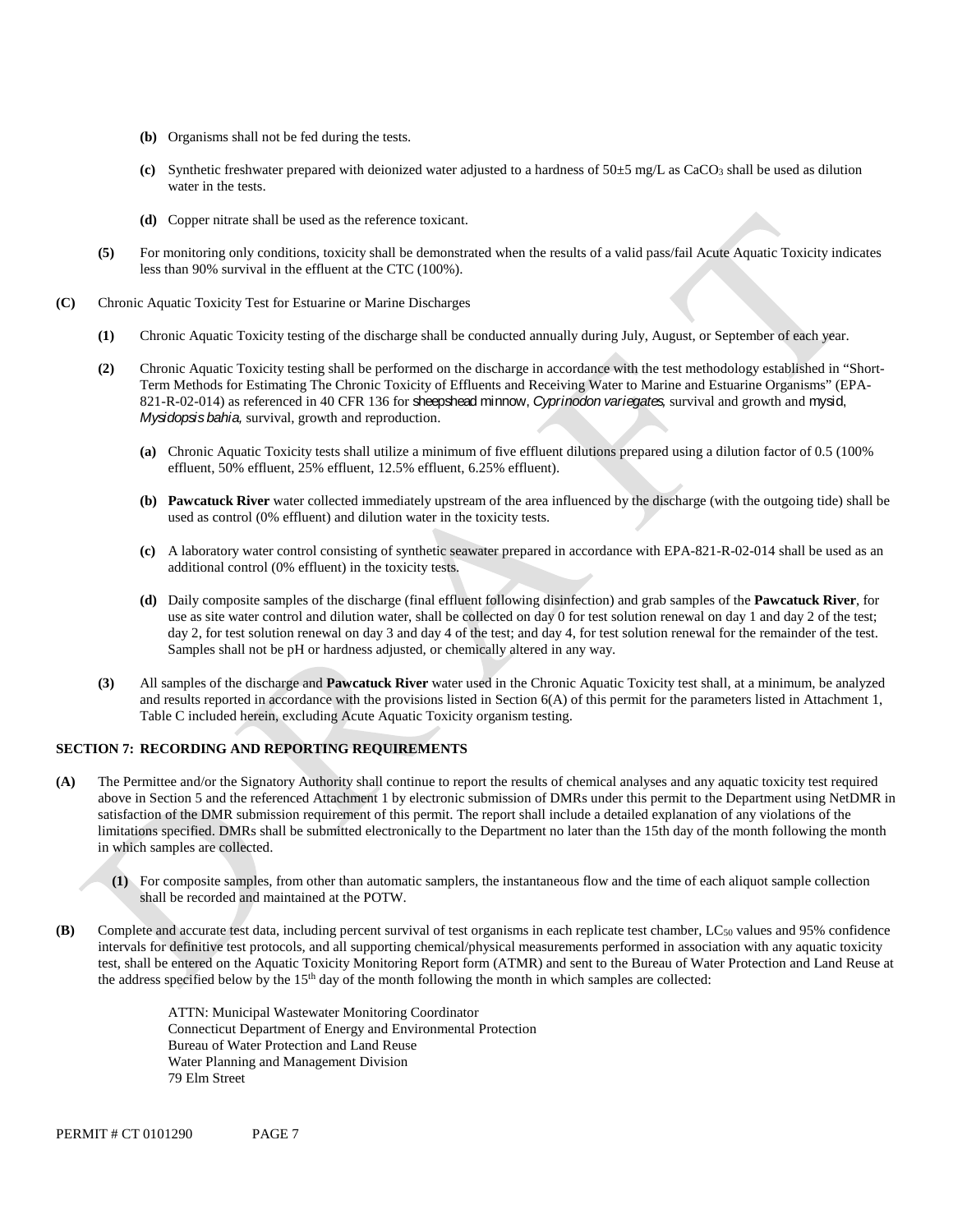(b) Organisms shall not be fed during the tests.

(c) Synthetic freshwater prepared with deionized water adjusted to a hardness of 50±5 mg/L as $CaCO_3$ shall be used as dilution water in the tests.

(d) Copper nitrate shall be used as the reference toxicant.

**(5)** For monitoring only conditions, toxicity shall be demonstrated when the results of a valid pass/fail Acute Aquatic Toxicity indicates less than 90% survival in the effluent at the CTC (100%).

**(C)** Chronic Aquatic Toxicity Test for Estuarine or Marine Discharges

**(1)** Chronic Aquatic Toxicity testing of the discharge shall be conducted annually during July, August, or September of each year.

**(2)** Chronic Aquatic Toxicity testing shall be performed on the discharge in accordance with the test methodology established in "Short-Term Methods for Estimating The Chronic Toxicity of Effluents and Receiving Water to Marine and Estuarine Organisms" (EPA-821-R-02-014) as referenced in 40 CFR 136 for sheepshead minnow, *Cyprinodon variegates,* survival and growth and mysid, *Mysidopsis bahia,* survival, growth and reproduction.

**(a)** Chronic Aquatic Toxicity tests shall utilize a minimum of five effluent dilutions prepared using a dilution factor of 0.5 (100% effluent, 50% effluent, 25% effluent, 12.5% effluent, 6.25% effluent).

**(b)** **Pawcatuck River** water collected immediately upstream of the area influenced by the discharge (with the outgoing tide) shall be used as control (0% effluent) and dilution water in the toxicity tests.

**(c)** A laboratory water control consisting of synthetic seawater prepared in accordance with EPA-821-R-02-014 shall be used as an additional control (0% effluent) in the toxicity tests.

**(d)** Daily composite samples of the discharge (final effluent following disinfection) and grab samples of the **Pawcatuck River**, for use as site water control and dilution water, shall be collected on day 0 for test solution renewal on day 1 and day 2 of the test; day 2, for test solution renewal on day 3 and day 4 of the test; and day 4, for test solution renewal for the remainder of the test. Samples shall not be pH or hardness adjusted, or chemically altered in any way.

**(3)** All samples of the discharge and **Pawcatuck River** water used in the Chronic Aquatic Toxicity test shall, at a minimum, be analyzed and results reported in accordance with the provisions listed in Section 6(A) of this permit for the parameters listed in Attachment 1, Table C included herein, excluding Acute Aquatic Toxicity organism testing.

## SECTION 7: RECORDING AND REPORTING REQUIREMENTS

**(A)** The Permittee and/or the Signatory Authority shall continue to report the results of chemical analyses and any aquatic toxicity test required above in Section 5 and the referenced Attachment 1 by electronic submission of DMRs under this permit to the Department using NetDMR in satisfaction of the DMR submission requirement of this permit. The report shall include a detailed explanation of any violations of the limitations specified. DMRs shall be submitted electronically to the Department no later than the 15th day of the month following the month in which samples are collected.

**(1)** For composite samples, from other than automatic samplers, the instantaneous flow and the time of each aliquot sample collection shall be recorded and maintained at the POTW.

**(B)** Complete and accurate test data, including percent survival of test organisms in each replicate test chamber, $LC_{50}$ values and 95% confidence intervals for definitive test protocols, and all supporting chemical/physical measurements performed in association with any aquatic toxicity test, shall be entered on the Aquatic Toxicity Monitoring Report form (ATMR) and sent to the Bureau of Water Protection and Land Reuse at the address specified below by the 15th day of the month following the month in which samples are collected:

ATTN: Municipal Wastewater Monitoring Coordinator
Connecticut Department of Energy and Environmental Protection
Bureau of Water Protection and Land Reuse
Water Planning and Management Division
79 Elm Street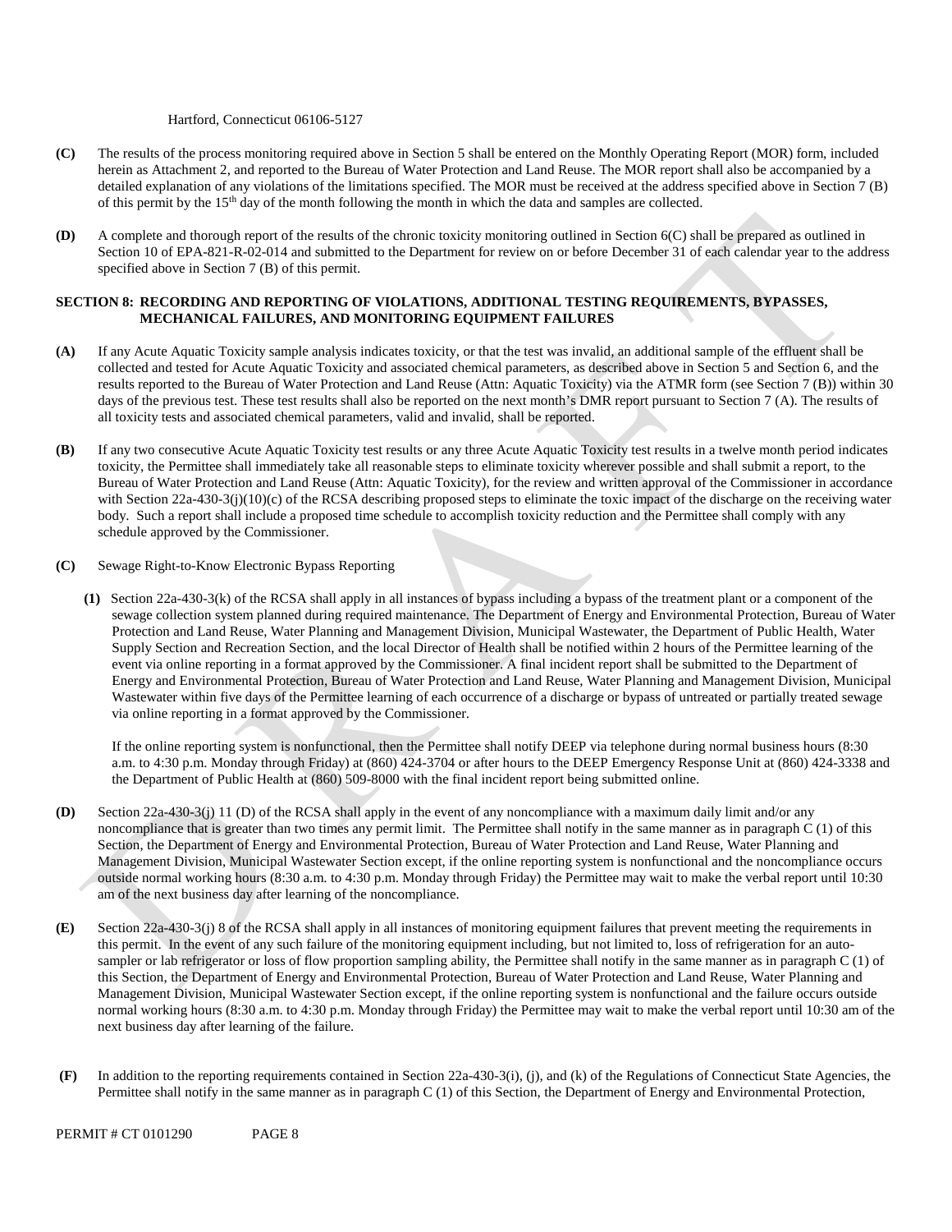Hartford, Connecticut 06106-5127

**(C)** The results of the process monitoring required above in Section 5 shall be entered on the Monthly Operating Report (MOR) form, included herein as Attachment 2, and reported to the Bureau of Water Protection and Land Reuse. The MOR report shall also be accompanied by a detailed explanation of any violations of the limitations specified. The MOR must be received at the address specified above in Section 7 (B) of this permit by the 15th day of the month following the month in which the data and samples are collected.

**(D)** A complete and thorough report of the results of the chronic toxicity monitoring outlined in Section 6(C) shall be prepared as outlined in Section 10 of EPA-821-R-02-014 and submitted to the Department for review on or before December 31 of each calendar year to the address specified above in Section 7 (B) of this permit.

**SECTION 8: RECORDING AND REPORTING OF VIOLATIONS, ADDITIONAL TESTING REQUIREMENTS, BYPASSES, MECHANICAL FAILURES, AND MONITORING EQUIPMENT FAILURES**

**(A)** If any Acute Aquatic Toxicity sample analysis indicates toxicity, or that the test was invalid, an additional sample of the effluent shall be collected and tested for Acute Aquatic Toxicity and associated chemical parameters, as described above in Section 5 and Section 6, and the results reported to the Bureau of Water Protection and Land Reuse (Attn: Aquatic Toxicity) via the ATMR form (see Section 7 (B)) within 30 days of the previous test. These test results shall also be reported on the next month's DMR report pursuant to Section 7 (A). The results of all toxicity tests and associated chemical parameters, valid and invalid, shall be reported.

**(B)** If any two consecutive Acute Aquatic Toxicity test results or any three Acute Aquatic Toxicity test results in a twelve month period indicates toxicity, the Permittee shall immediately take all reasonable steps to eliminate toxicity wherever possible and shall submit a report, to the Bureau of Water Protection and Land Reuse (Attn: Aquatic Toxicity), for the review and written approval of the Commissioner in accordance with Section 22a-430-3(j)(10)(c) of the RCSA describing proposed steps to eliminate the toxic impact of the discharge on the receiving water body. Such a report shall include a proposed time schedule to accomplish toxicity reduction and the Permittee shall comply with any schedule approved by the Commissioner.

**(C)** Sewage Right-to-Know Electronic Bypass Reporting

**(1)** Section 22a-430-3(k) of the RCSA shall apply in all instances of bypass including a bypass of the treatment plant or a component of the sewage collection system planned during required maintenance. The Department of Energy and Environmental Protection, Bureau of Water Protection and Land Reuse, Water Planning and Management Division, Municipal Wastewater, the Department of Public Health, Water Supply Section and Recreation Section, and the local Director of Health shall be notified within 2 hours of the Permittee learning of the event via online reporting in a format approved by the Commissioner. A final incident report shall be submitted to the Department of Energy and Environmental Protection, Bureau of Water Protection and Land Reuse, Water Planning and Management Division, Municipal Wastewater within five days of the Permittee learning of each occurrence of a discharge or bypass of untreated or partially treated sewage via online reporting in a format approved by the Commissioner.

If the online reporting system is nonfunctional, then the Permittee shall notify DEEP via telephone during normal business hours (8:30 a.m. to 4:30 p.m. Monday through Friday) at (860) 424-3704 or after hours to the DEEP Emergency Response Unit at (860) 424-3338 and the Department of Public Health at (860) 509-8000 with the final incident report being submitted online.

**(D)** Section 22a-430-3(j) 11 (D) of the RCSA shall apply in the event of any noncompliance with a maximum daily limit and/or any noncompliance that is greater than two times any permit limit. The Permittee shall notify in the same manner as in paragraph C (1) of this Section, the Department of Energy and Environmental Protection, Bureau of Water Protection and Land Reuse, Water Planning and Management Division, Municipal Wastewater Section except, if the online reporting system is nonfunctional and the noncompliance occurs outside normal working hours (8:30 a.m. to 4:30 p.m. Monday through Friday) the Permittee may wait to make the verbal report until 10:30 am of the next business day after learning of the noncompliance.

**(E)** Section 22a-430-3(j) 8 of the RCSA shall apply in all instances of monitoring equipment failures that prevent meeting the requirements in this permit. In the event of any such failure of the monitoring equipment including, but not limited to, loss of refrigeration for an auto-sampler or lab refrigerator or loss of flow proportion sampling ability, the Permittee shall notify in the same manner as in paragraph C (1) of this Section, the Department of Energy and Environmental Protection, Bureau of Water Protection and Land Reuse, Water Planning and Management Division, Municipal Wastewater Section except, if the online reporting system is nonfunctional and the failure occurs outside normal working hours (8:30 a.m. to 4:30 p.m. Monday through Friday) the Permittee may wait to make the verbal report until 10:30 am of the next business day after learning of the failure.

**(F)** In addition to the reporting requirements contained in Section 22a-430-3(i), (j), and (k) of the Regulations of Connecticut State Agencies, the Permittee shall notify in the same manner as in paragraph C (1) of this Section, the Department of Energy and Environmental Protection,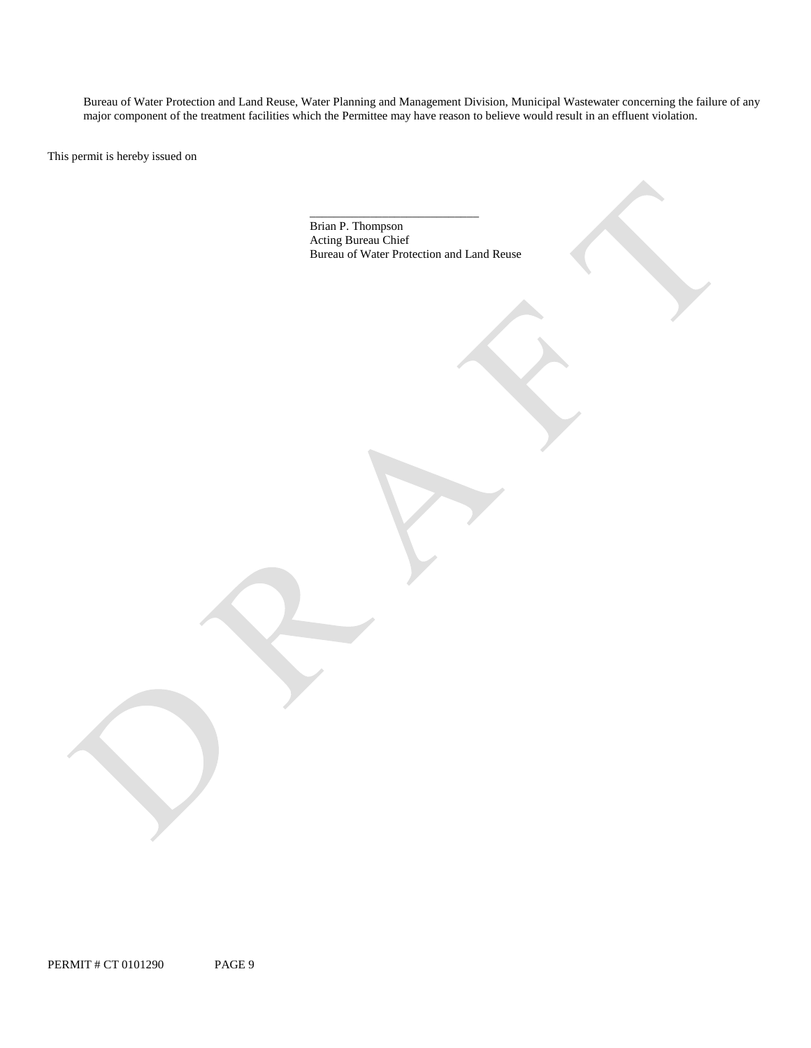Bureau of Water Protection and Land Reuse, Water Planning and Management Division, Municipal Wastewater concerning the failure of any major component of the treatment facilities which the Permittee may have reason to believe would result in an effluent violation.

This permit is hereby issued on

\_\_\_\_\_\_\_\_\_\_\_\_\_\_\_\_\_\_\_\_\_\_\_\_\_\_\_\_

Brian P. Thompson
Acting Bureau Chief
Bureau of Water Protection and Land Reuse

PERMIT # CT 0101290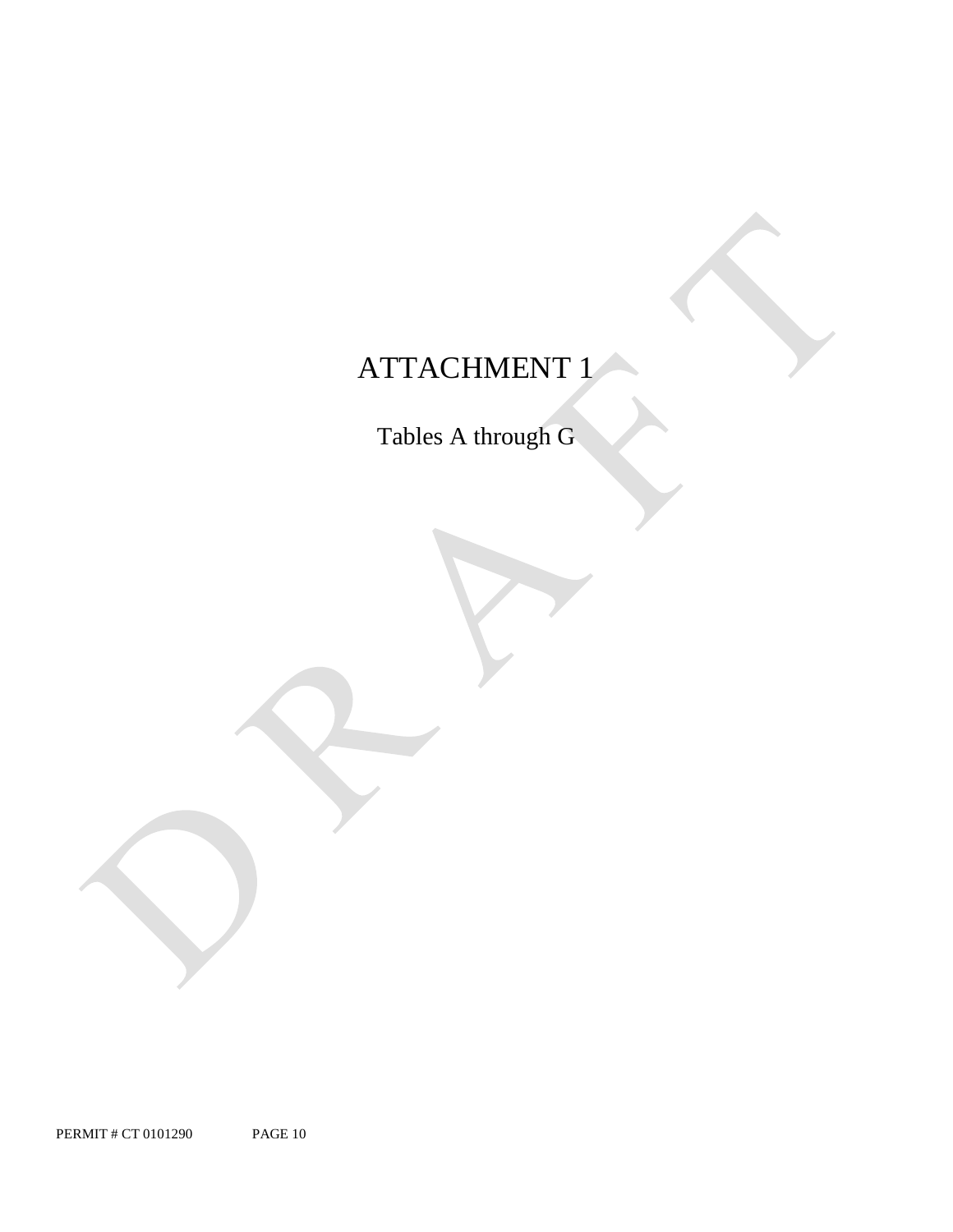# ATTACHMENT 1

Tables A through G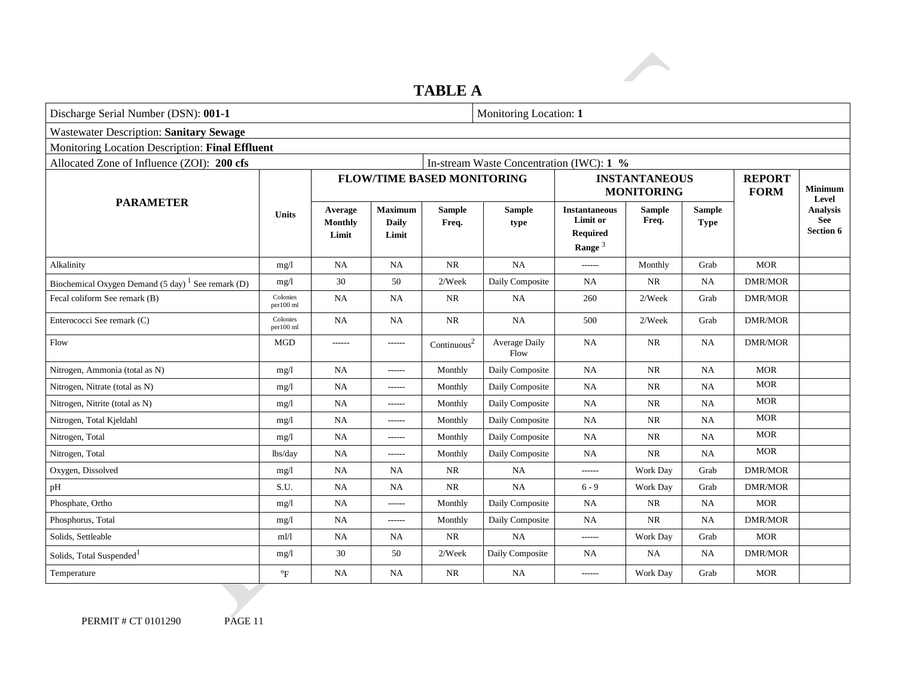# TABLE A

| Discharge Serial Number (DSN): **001-1** | | | | | | Monitoring Location: **1** | | | | |
|---|---|---|---|---|---|---|---|---|---|---|
| Wastewater Description: **Sanitary Sewage** | | | | | | | | | | |
| Monitoring Location Description: **Final Effluent** | | | | | | | | | | |
| Allocated Zone of Influence (ZOI): **200 cfs** | | | | | In-stream Waste Concentration (IWC): **1 %** | | | | | |
| **PARAMETER** | **Units** | **FLOW/TIME BASED MONITORING** | | | | **INSTANTANEOUS MONITORING** | | | **REPORT FORM** | **Minimum Level Analysis See Section 6** |
| | | **Average Monthly Limit** | **Maximum Daily Limit** | **Sample Freq.** | **Sample type** | **Instantaneous Limit or Required Range** [3] | **Sample Freq.** | **Sample Type** | | |
| Alkalinity | mg/l | NA | NA | NR | NA | ------ | Monthly | Grab | MOR | |
| Biochemical Oxygen Demand (5 day) [1] See remark (D) | mg/l | 30 | 50 | 2/Week | Daily Composite | NA | NR | NA | DMR/MOR | |
| Fecal coliform See remark (B) | Colonies per100 ml | NA | NA | NR | NA | 260 | 2/Week | Grab | DMR/MOR | |
| Enterococci See remark (C) | Colonies per100 ml | NA | NA | NR | NA | 500 | 2/Week | Grab | DMR/MOR | |
| Flow | MGD | ------ | ------ | Continuous[2] | Average Daily Flow | NA | NR | NA | DMR/MOR | |
| Nitrogen, Ammonia (total as N) | mg/l | NA | ------ | Monthly | Daily Composite | NA | NR | NA | MOR | |
| Nitrogen, Nitrate (total as N) | mg/l | NA | ------ | Monthly | Daily Composite | NA | NR | NA | MOR | |
| Nitrogen, Nitrite (total as N) | mg/l | NA | ------ | Monthly | Daily Composite | NA | NR | NA | MOR | |
| Nitrogen, Total Kjeldahl | mg/l | NA | ------ | Monthly | Daily Composite | NA | NR | NA | MOR | |
| Nitrogen, Total | mg/l | NA | ------ | Monthly | Daily Composite | NA | NR | NA | MOR | |
| Nitrogen, Total | lbs/day | NA | ------ | Monthly | Daily Composite | NA | NR | NA | MOR | |
| Oxygen, Dissolved | mg/l | NA | NA | NR | NA | ------ | Work Day | Grab | DMR/MOR | |
| pH | S.U. | NA | NA | NR | NA | 6 - 9 | Work Day | Grab | DMR/MOR | |
| Phosphate, Ortho | mg/l | NA | ------ | Monthly | Daily Composite | NA | NR | NA | MOR | |
| Phosphorus, Total | mg/l | NA | ------ | Monthly | Daily Composite | NA | NR | NA | DMR/MOR | |
| Solids, Settleable | ml/l | NA | NA | NR | NA | ------ | Work Day | Grab | MOR | |
| Solids, Total Suspended[1] | mg/l | 30 | 50 | 2/Week | Daily Composite | NA | NA | NA | DMR/MOR | |
| Temperature | °F | NA | NA | NR | NA | ------ | Work Day | Grab | MOR | |

PERMIT # CT 0101290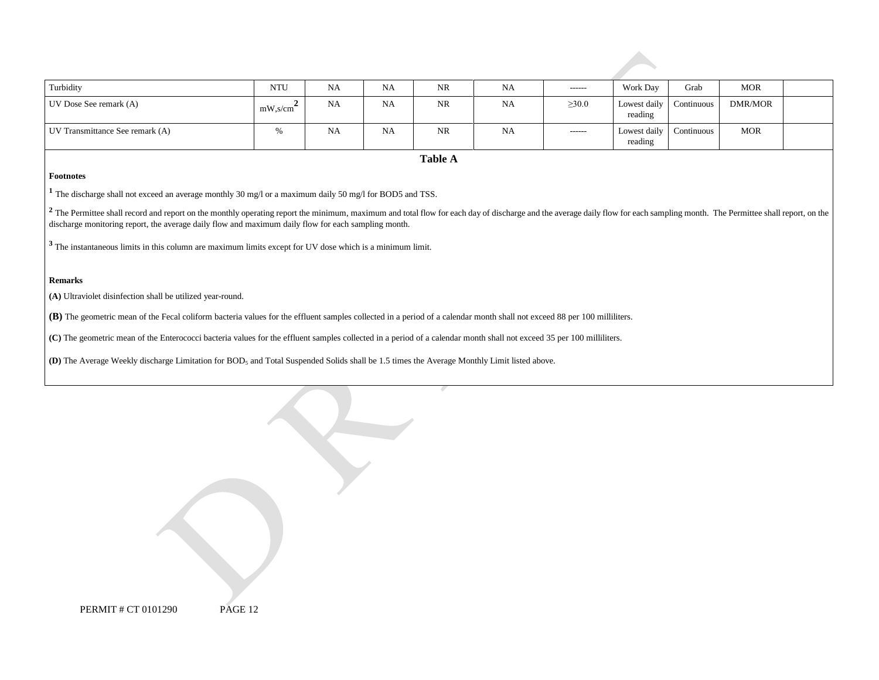| Turbidity | NTU | NA | NA | NR | NA | ------ | Work Day | Grab | MOR | |
|---|---|---|---|---|---|---|---|---|---|---|
| UV Dose See remark (A) | mW,s/cm[2] | NA | NA | NR | NA | ≥30.0 | Lowest daily reading | Continuous | DMR/MOR | |
| UV Transmittance See remark (A) | % | NA | NA | NR | NA | ------ | Lowest daily reading | Continuous | MOR | |

**Table A**

**Footnotes**

[1] The discharge shall not exceed an average monthly 30 mg/l or a maximum daily 50 mg/l for BOD5 and TSS.

[2] The Permittee shall record and report on the monthly operating report the minimum, maximum and total flow for each day of discharge and the average daily flow for each sampling month. The Permittee shall report, on the discharge monitoring report, the average daily flow and maximum daily flow for each sampling month.

[3] The instantaneous limits in this column are maximum limits except for UV dose which is a minimum limit.

**Remarks**

**(A)** Ultraviolet disinfection shall be utilized year-round.

**(B)** The geometric mean of the Fecal coliform bacteria values for the effluent samples collected in a period of a calendar month shall not exceed 88 per 100 milliliters.

**(C)** The geometric mean of the Enterococci bacteria values for the effluent samples collected in a period of a calendar month shall not exceed 35 per 100 milliliters.

**(D)** The Average Weekly discharge Limitation for $BOD_5$ and Total Suspended Solids shall be 1.5 times the Average Monthly Limit listed above.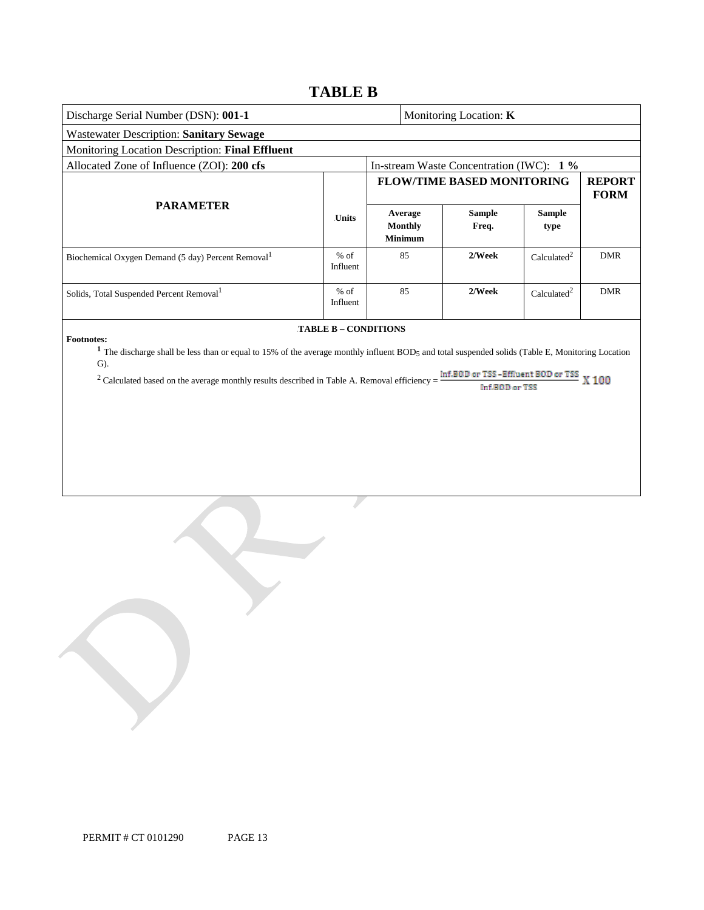# TABLE B

| Discharge Serial Number (DSN): **001-1** | | Monitoring Location: **K** | | | |
|---|---|---|---|---|---|
| Wastewater Description: **Sanitary Sewage** | | | | | |
| Monitoring Location Description: **Final Effluent** | | | | | |
| Allocated Zone of Influence (ZOI): **200 cfs** | | In-stream Waste Concentration (IWC): **1 %** | | | |
| **PARAMETER** | **Units** | **FLOW/TIME BASED MONITORING** | | | **REPORT FORM** |
| | | **Average Monthly Minimum** | **Sample Freq.** | **Sample type** | |
| Biochemical Oxygen Demand (5 day) Percent Removal[1] | % of Influent | 85 | **2/Week** | Calculated[2] | DMR |
| Solids, Total Suspended Percent Removal[1] | % of Influent | 85 | **2/Week** | Calculated[2] | DMR |

**TABLE B – CONDITIONS**

**Footnotes:**

[1] The discharge shall be less than or equal to 15% of the average monthly influent $BOD_5$ and total suspended solids (Table E, Monitoring Location G).

[2] Calculated based on the average monthly results described in Table A. Removal efficiency = $\frac{\text{Inf.BOD or TSS} - \text{Effluent BOD or TSS}}{\text{Inf.BOD or TSS}} \times 100$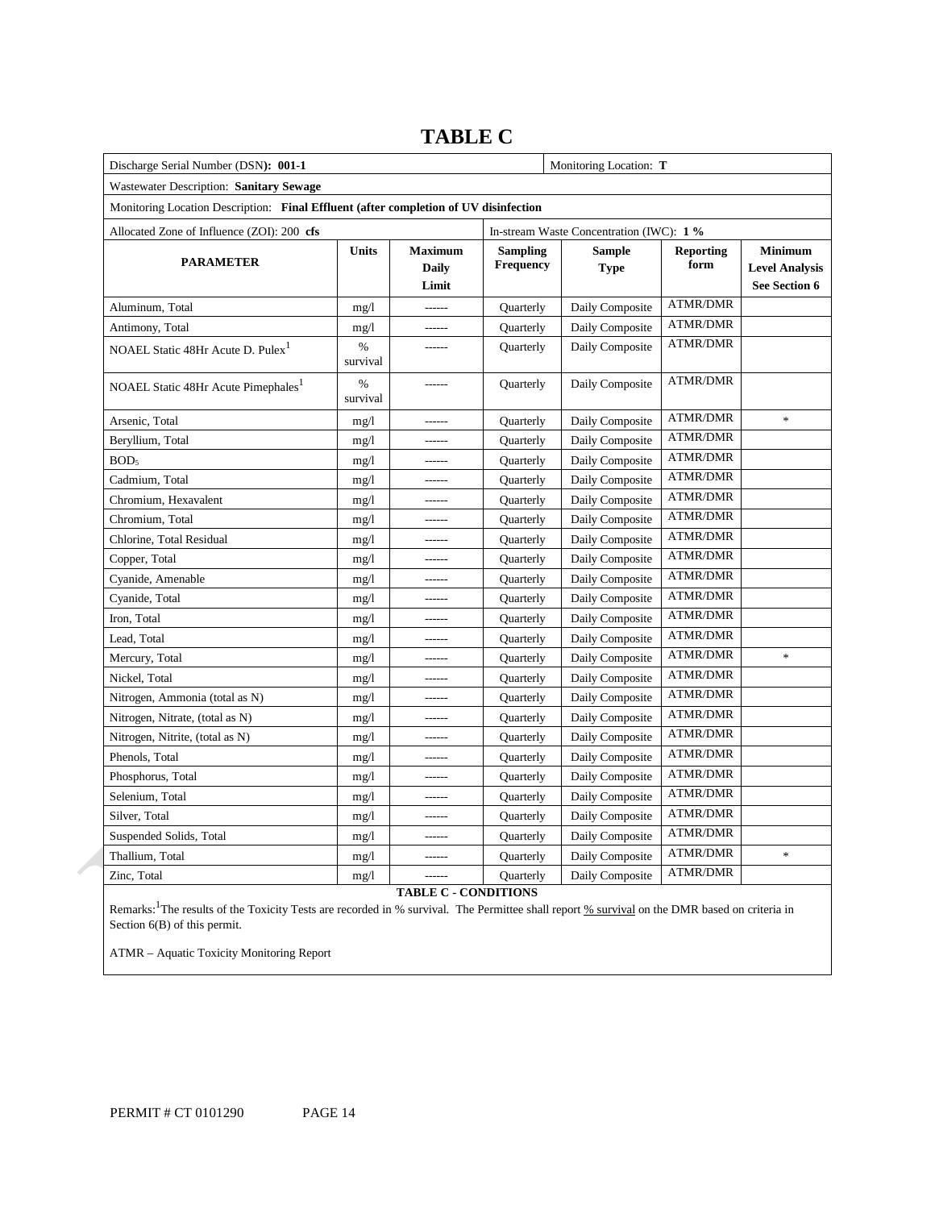# TABLE C

| Discharge Serial Number (DSN): **001-1** | | | | Monitoring Location: **T** | | |
|---|---|---|---|---|---|---|
| Wastewater Description: **Sanitary Sewage** | | | | | | |
| Monitoring Location Description: **Final Effluent (after completion of UV disinfection** | | | | | | |
| Allocated Zone of Influence (ZOI): 200 **cfs** | | | In-stream Waste Concentration (IWC): **1 %** | | | |
| **PARAMETER** | **Units** | **Maximum Daily Limit** | **Sampling Frequency** | **Sample Type** | **Reporting form** | **Minimum Level Analysis See Section 6** |
| Aluminum, Total | mg/l | ------ | Quarterly | Daily Composite | ATMR/DMR | |
| Antimony, Total | mg/l | ------ | Quarterly | Daily Composite | ATMR/DMR | |
| NOAEL Static 48Hr Acute D. Pulex[1] | % survival | ------ | Quarterly | Daily Composite | ATMR/DMR | |
| NOAEL Static 48Hr Acute Pimephales[1] | % survival | ------ | Quarterly | Daily Composite | ATMR/DMR | |
| Arsenic, Total | mg/l | ------ | Quarterly | Daily Composite | ATMR/DMR | * |
| Beryllium, Total | mg/l | ------ | Quarterly | Daily Composite | ATMR/DMR | |
| $BOD_5$ | mg/l | ------ | Quarterly | Daily Composite | ATMR/DMR | |
| Cadmium, Total | mg/l | ------ | Quarterly | Daily Composite | ATMR/DMR | |
| Chromium, Hexavalent | mg/l | ------ | Quarterly | Daily Composite | ATMR/DMR | |
| Chromium, Total | mg/l | ------ | Quarterly | Daily Composite | ATMR/DMR | |
| Chlorine, Total Residual | mg/l | ------ | Quarterly | Daily Composite | ATMR/DMR | |
| Copper, Total | mg/l | ------ | Quarterly | Daily Composite | ATMR/DMR | |
| Cyanide, Amenable | mg/l | ------ | Quarterly | Daily Composite | ATMR/DMR | |
| Cyanide, Total | mg/l | ------ | Quarterly | Daily Composite | ATMR/DMR | |
| Iron, Total | mg/l | ------ | Quarterly | Daily Composite | ATMR/DMR | |
| Lead, Total | mg/l | ------ | Quarterly | Daily Composite | ATMR/DMR | |
| Mercury, Total | mg/l | ------ | Quarterly | Daily Composite | ATMR/DMR | * |
| Nickel, Total | mg/l | ------ | Quarterly | Daily Composite | ATMR/DMR | |
| Nitrogen, Ammonia (total as N) | mg/l | ------ | Quarterly | Daily Composite | ATMR/DMR | |
| Nitrogen, Nitrate, (total as N) | mg/l | ------ | Quarterly | Daily Composite | ATMR/DMR | |
| Nitrogen, Nitrite, (total as N) | mg/l | ------ | Quarterly | Daily Composite | ATMR/DMR | |
| Phenols, Total | mg/l | ------ | Quarterly | Daily Composite | ATMR/DMR | |
| Phosphorus, Total | mg/l | ------ | Quarterly | Daily Composite | ATMR/DMR | |
| Selenium, Total | mg/l | ------ | Quarterly | Daily Composite | ATMR/DMR | |
| Silver, Total | mg/l | ------ | Quarterly | Daily Composite | ATMR/DMR | |
| Suspended Solids, Total | mg/l | ------ | Quarterly | Daily Composite | ATMR/DMR | |
| Thallium, Total | mg/l | ------ | Quarterly | Daily Composite | ATMR/DMR | * |
| Zinc, Total | mg/l | ------ | Quarterly | Daily Composite | ATMR/DMR | |

**TABLE C - CONDITIONS**

Remarks:[1]The results of the Toxicity Tests are recorded in % survival. The Permittee shall report % survival on the DMR based on criteria in Section 6(B) of this permit.

ATMR – Aquatic Toxicity Monitoring Report

PERMIT # CT 0101290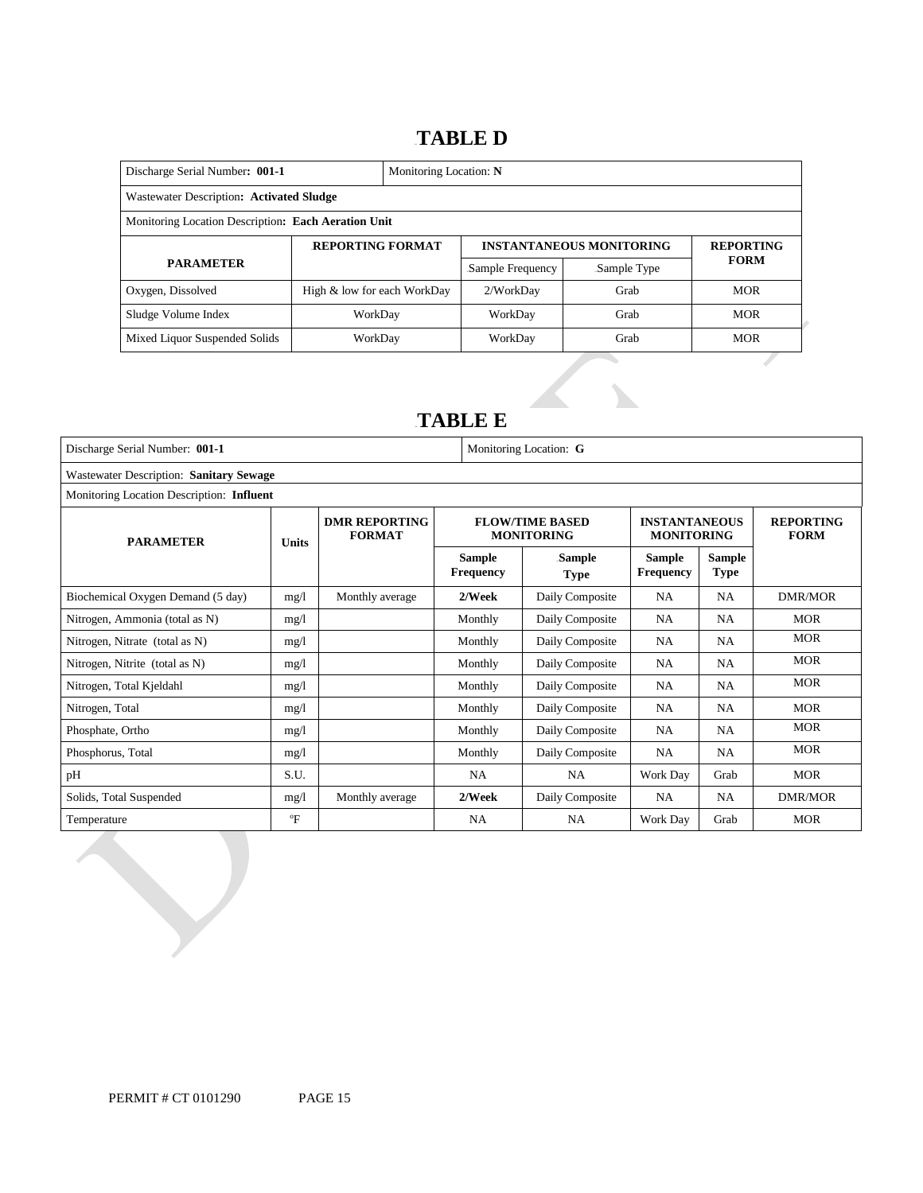# TABLE D

| Discharge Serial Number: **001-1** | | Monitoring Location: **N** | | |
|---|---|---|---|---|
| Wastewater Description: **Activated Sludge** | | | | |
| Monitoring Location Description: **Each Aeration Unit** | | | | |
| **PARAMETER** | **REPORTING FORMAT** | **INSTANTANEOUS MONITORING** | | **REPORTING FORM** |
| | | Sample Frequency | Sample Type | |
| Oxygen, Dissolved | High & low for each WorkDay | 2/WorkDay | Grab | MOR |
| Sludge Volume Index | WorkDay | WorkDay | Grab | MOR |
| Mixed Liquor Suspended Solids | WorkDay | WorkDay | Grab | MOR |

# TABLE E

| Discharge Serial Number: **001-1** | | | Monitoring Location: **G** | | | | |
|---|---|---|---|---|---|---|---|
| Wastewater Description: **Sanitary Sewage** | | | | | | | |
| Monitoring Location Description: **Influent** | | | | | | | |
| **PARAMETER** | **Units** | **DMR REPORTING FORMAT** | **FLOW/TIME BASED MONITORING** | | **INSTANTANEOUS MONITORING** | | **REPORTING FORM** |
| | | | **Sample Frequency** | **Sample Type** | **Sample Frequency** | **Sample Type** | |
| Biochemical Oxygen Demand (5 day) | mg/l | Monthly average | **2/Week** | Daily Composite | NA | NA | DMR/MOR |
| Nitrogen, Ammonia (total as N) | mg/l | | Monthly | Daily Composite | NA | NA | MOR |
| Nitrogen, Nitrate (total as N) | mg/l | | Monthly | Daily Composite | NA | NA | MOR |
| Nitrogen, Nitrite (total as N) | mg/l | | Monthly | Daily Composite | NA | NA | MOR |
| Nitrogen, Total Kjeldahl | mg/l | | Monthly | Daily Composite | NA | NA | MOR |
| Nitrogen, Total | mg/l | | Monthly | Daily Composite | NA | NA | MOR |
| Phosphate, Ortho | mg/l | | Monthly | Daily Composite | NA | NA | MOR |
| Phosphorus, Total | mg/l | | Monthly | Daily Composite | NA | NA | MOR |
| pH | S.U. | | NA | NA | Work Day | Grab | MOR |
| Solids, Total Suspended | mg/l | Monthly average | **2/Week** | Daily Composite | NA | NA | DMR/MOR |
| Temperature | °F | | NA | NA | Work Day | Grab | MOR |

PERMIT # CT 0101290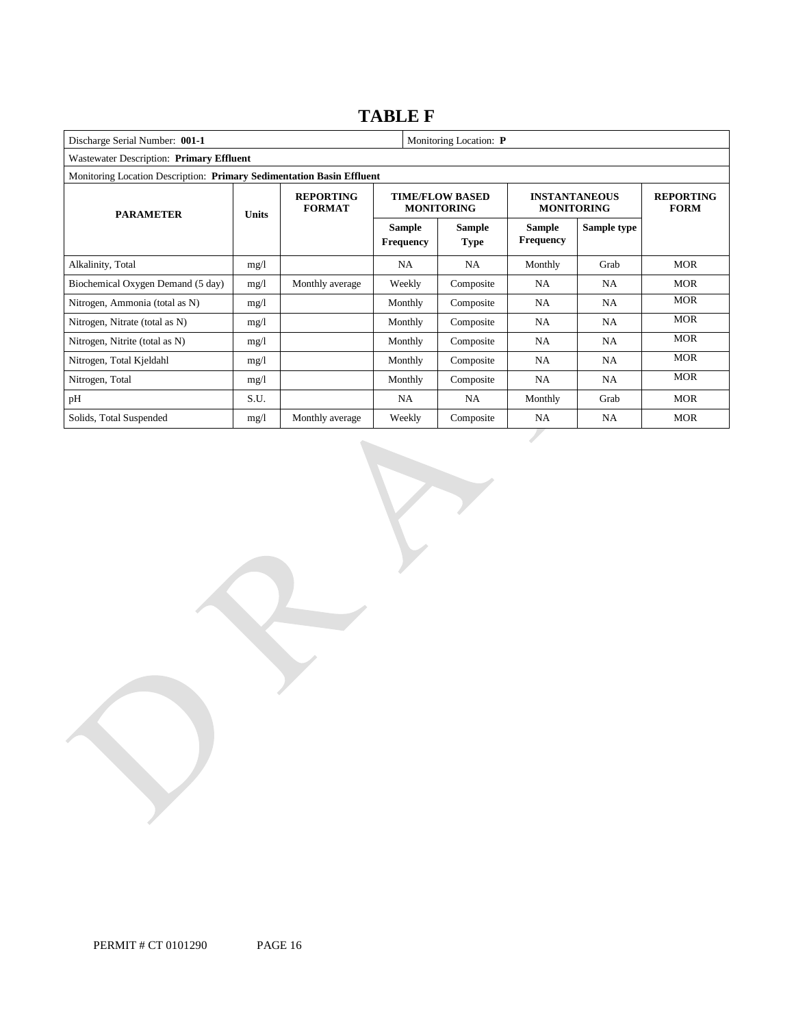# TABLE F

| Discharge Serial Number: **001-1** | | | | Monitoring Location: **P** | | | |
|---|---|---|---|---|---|---|---|
| Wastewater Description: **Primary Effluent** | | | | | | | |
| Monitoring Location Description: **Primary Sedimentation Basin Effluent** | | | | | | | |
| **PARAMETER** | **Units** | **REPORTING FORMAT** | **TIME/FLOW BASED MONITORING** | | **INSTANTANEOUS MONITORING** | | **REPORTING FORM** |
| | | | **Sample Frequency** | **Sample Type** | **Sample Frequency** | **Sample type** | |
| Alkalinity, Total | mg/l | | NA | NA | Monthly | Grab | MOR |
| Biochemical Oxygen Demand (5 day) | mg/l | Monthly average | Weekly | Composite | NA | NA | MOR |
| Nitrogen, Ammonia (total as N) | mg/l | | Monthly | Composite | NA | NA | MOR |
| Nitrogen, Nitrate (total as N) | mg/l | | Monthly | Composite | NA | NA | MOR |
| Nitrogen, Nitrite (total as N) | mg/l | | Monthly | Composite | NA | NA | MOR |
| Nitrogen, Total Kjeldahl | mg/l | | Monthly | Composite | NA | NA | MOR |
| Nitrogen, Total | mg/l | | Monthly | Composite | NA | NA | MOR |
| pH | S.U. | | NA | NA | Monthly | Grab | MOR |
| Solids, Total Suspended | mg/l | Monthly average | Weekly | Composite | NA | NA | MOR |

PERMIT # CT 0101290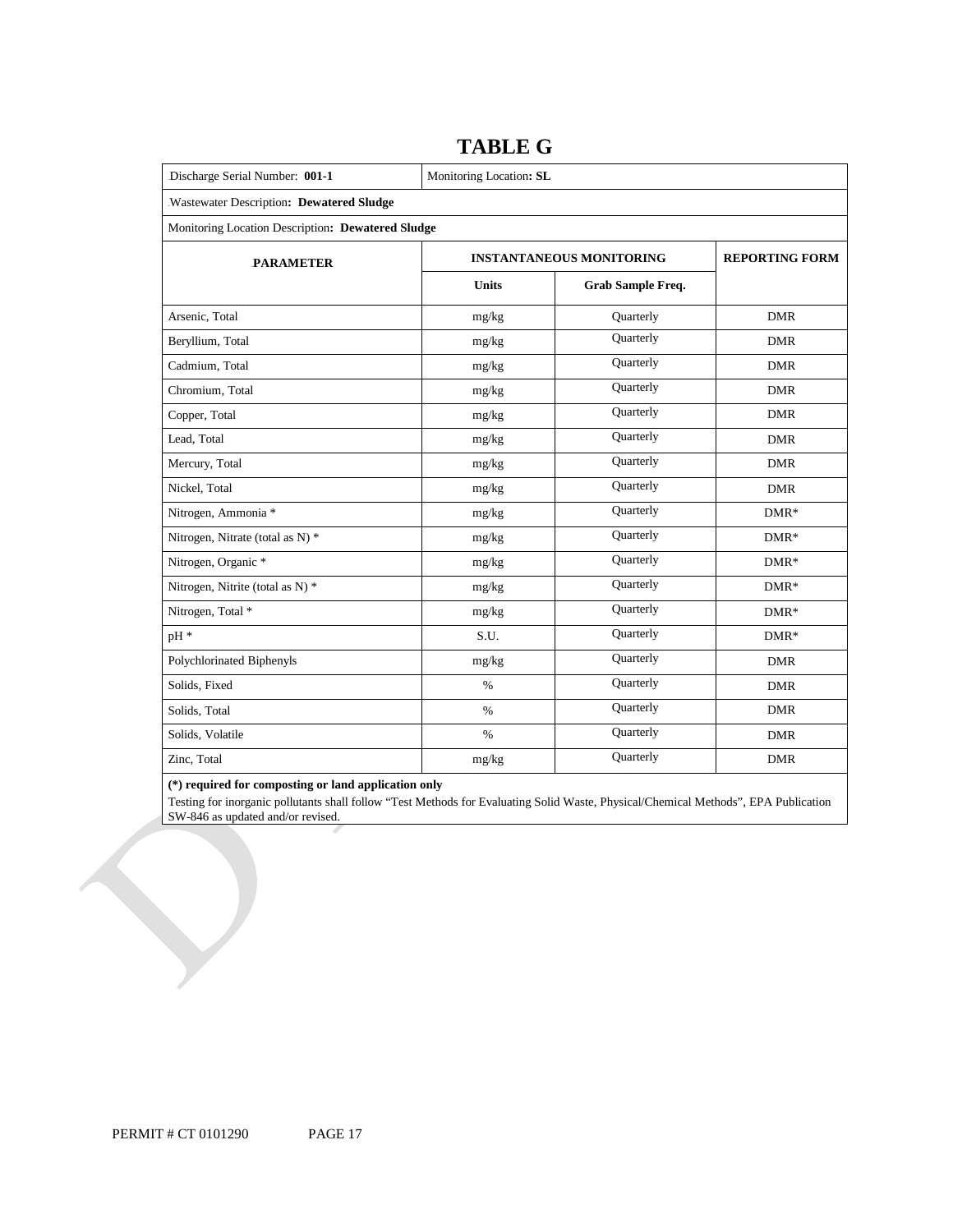# TABLE G

| Discharge Serial Number: **001-1** | Monitoring Location**: SL** | | |
|---|---|---|---|
| Wastewater Description**: Dewatered Sludge** | | | |
| Monitoring Location Description**: Dewatered Sludge** | | | |
| **PARAMETER** | **INSTANTANEOUS MONITORING** | | **REPORTING FORM** |
| | **Units** | **Grab Sample Freq.** | |
| Arsenic, Total | mg/kg | Quarterly | DMR |
| Beryllium, Total | mg/kg | Quarterly | DMR |
| Cadmium, Total | mg/kg | Quarterly | DMR |
| Chromium, Total | mg/kg | Quarterly | DMR |
| Copper, Total | mg/kg | Quarterly | DMR |
| Lead, Total | mg/kg | Quarterly | DMR |
| Mercury, Total | mg/kg | Quarterly | DMR |
| Nickel, Total | mg/kg | Quarterly | DMR |
| Nitrogen, Ammonia * | mg/kg | Quarterly | DMR* |
| Nitrogen, Nitrate (total as N) * | mg/kg | Quarterly | DMR* |
| Nitrogen, Organic * | mg/kg | Quarterly | DMR* |
| Nitrogen, Nitrite (total as N) * | mg/kg | Quarterly | DMR* |
| Nitrogen, Total * | mg/kg | Quarterly | DMR* |
| pH * | S.U. | Quarterly | DMR* |
| Polychlorinated Biphenyls | mg/kg | Quarterly | DMR |
| Solids, Fixed | % | Quarterly | DMR |
| Solids, Total | % | Quarterly | DMR |
| Solids, Volatile | % | Quarterly | DMR |
| Zinc, Total | mg/kg | Quarterly | DMR |

**(*) required for composting or land application only**

Testing for inorganic pollutants shall follow "Test Methods for Evaluating Solid Waste, Physical/Chemical Methods", EPA Publication SW-846 as updated and/or revised.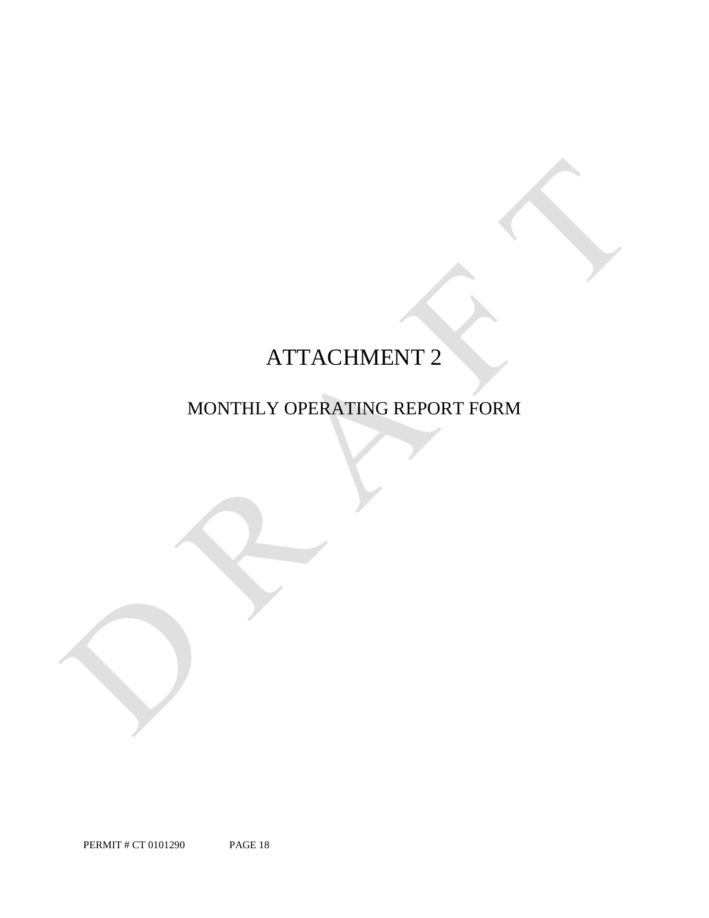# ATTACHMENT 2

## MONTHLY OPERATING REPORT FORM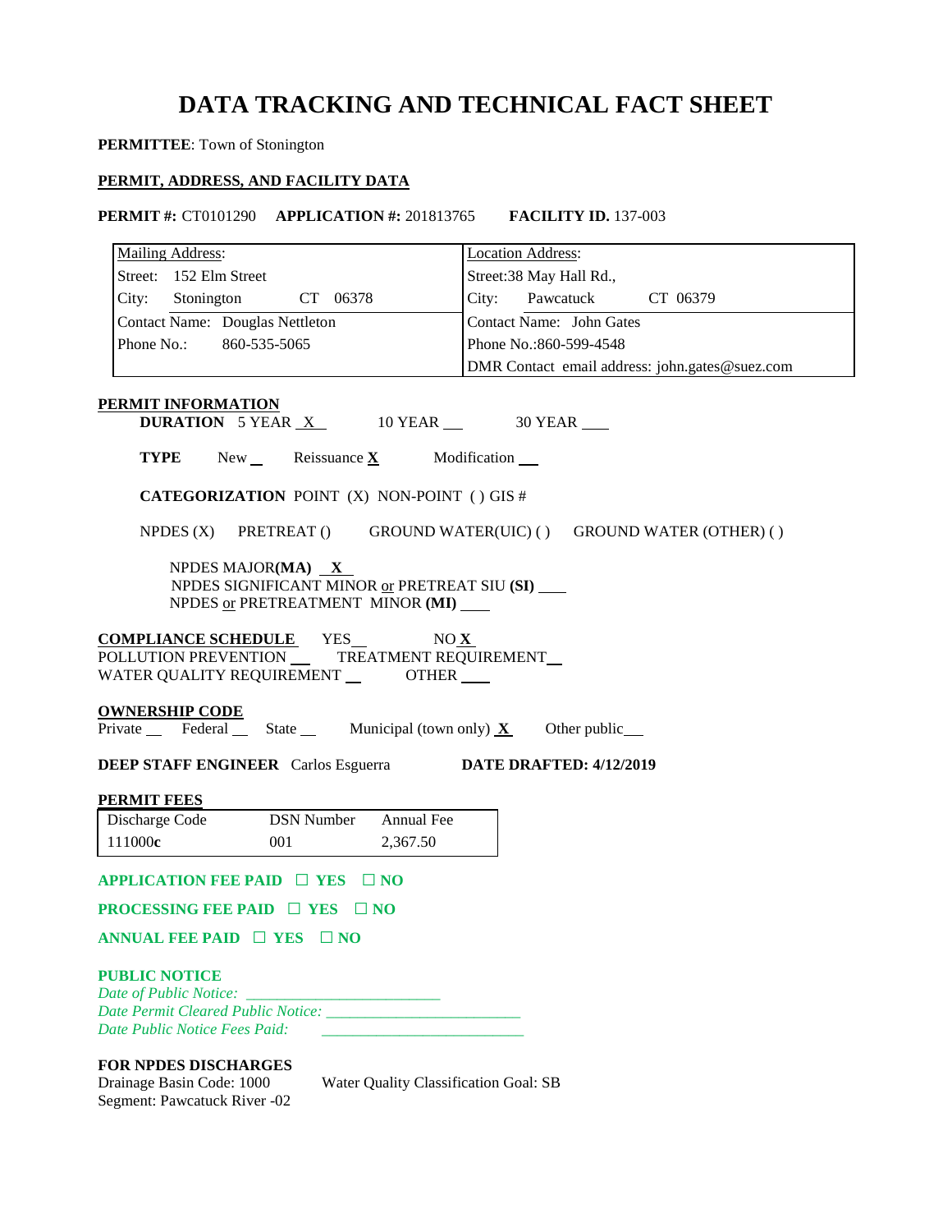# DATA TRACKING AND TECHNICAL FACT SHEET

**PERMITTEE**: Town of Stonington

**PERMIT, ADDRESS, AND FACILITY DATA**

**PERMIT #:** CT0101290 **APPLICATION #:** 201813765 **FACILITY ID.** 137-003

| Mailing Address: | Location Address: |
|---|---|
| Street: 152 Elm Street | Street:38 May Hall Rd., |
| City: Stonington CT 06378 | City: Pawcatuck CT 06379 |
| Contact Name: Douglas Nettleton | Contact Name: John Gates |
| Phone No.: 860-535-5065 | Phone No.:860-599-4548 |
| | DMR Contact email address: john.gates@suez.com |

**PERMIT INFORMATION**

**DURATION** 5 YEAR X 10 YEAR ___ 30 YEAR ___

**TYPE** New ___ Reissuance **X** Modification ___

**CATEGORIZATION** POINT (X) NON-POINT ( ) GIS #

NPDES (X) PRETREAT () GROUND WATER(UIC) ( ) GROUND WATER (OTHER) ( )

NPDES MAJOR**(MA)** X
NPDES SIGNIFICANT MINOR or PRETREAT SIU **(SI)** ___
NPDES or PRETREATMENT MINOR **(MI)** ___

**COMPLIANCE SCHEDULE** YES___ NO **X**
POLLUTION PREVENTION ___ TREATMENT REQUIREMENT___
WATER QUALITY REQUIREMENT ___ OTHER ___

**OWNERSHIP CODE**
Private ___ Federal ___ State ___ Municipal (town only) **X** Other public___

**DEEP STAFF ENGINEER** Carlos Esguerra **DATE DRAFTED: 4/12/2019**

**PERMIT FEES**

| Discharge Code | DSN Number | Annual Fee |
|---|---|---|
| 111000**c** | 001 | 2,367.50 |

**APPLICATION FEE PAID ☐ YES ☐ NO**

**PROCESSING FEE PAID ☐ YES ☐ NO**

**ANNUAL FEE PAID ☐ YES ☐ NO**

**PUBLIC NOTICE**
*Date of Public Notice:* ________________________
*Date Permit Cleared Public Notice:* ________________________
*Date Public Notice Fees Paid:* ________________________

**FOR NPDES DISCHARGES**
Drainage Basin Code: 1000 Water Quality Classification Goal: SB
Segment: Pawcatuck River -02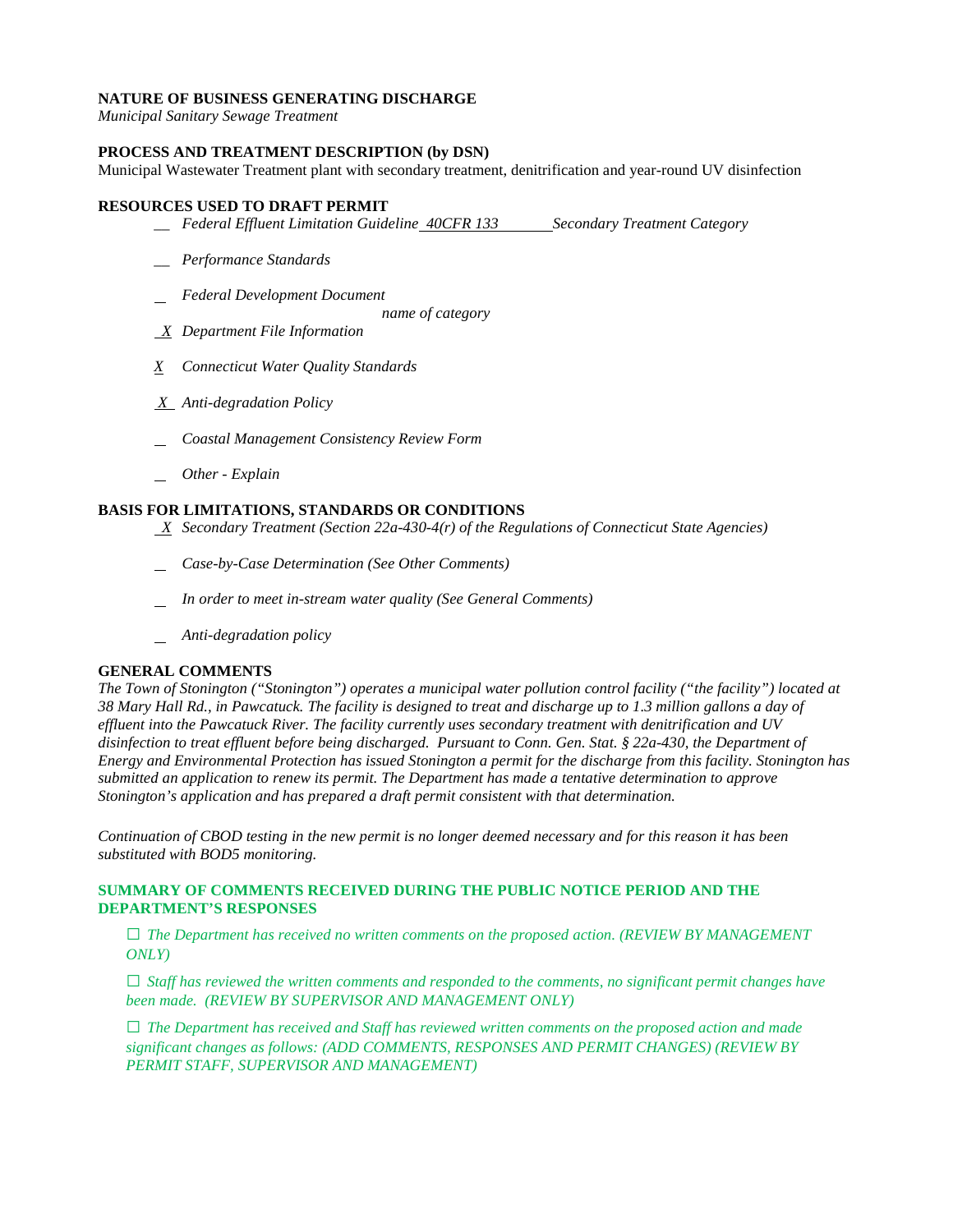**NATURE OF BUSINESS GENERATING DISCHARGE**

*Municipal Sanitary Sewage Treatment*

**PROCESS AND TREATMENT DESCRIPTION (by DSN)**

Municipal Wastewater Treatment plant with secondary treatment, denitrification and year-round UV disinfection

**RESOURCES USED TO DRAFT PERMIT**

- __ *Federal Effluent Limitation Guideline* _*40CFR 133*_ *Secondary Treatment Category*
- __ *Performance Standards*
- _ *Federal Development Document*
  *name of category*
- _X_ *Department File Information*
- _X_ *Connecticut Water Quality Standards*
- _X_ *Anti-degradation Policy*
- _ *Coastal Management Consistency Review Form*
- _ *Other - Explain*

**BASIS FOR LIMITATIONS, STANDARDS OR CONDITIONS**

- _X_ *Secondary Treatment (Section 22a-430-4(r) of the Regulations of Connecticut State Agencies)*
- _ *Case-by-Case Determination (See Other Comments)*
- _ *In order to meet in-stream water quality (See General Comments)*
- _ *Anti-degradation policy*

**GENERAL COMMENTS**

*The Town of Stonington ("Stonington") operates a municipal water pollution control facility ("the facility") located at 38 Mary Hall Rd., in Pawcatuck. The facility is designed to treat and discharge up to 1.3 million gallons a day of effluent into the Pawcatuck River. The facility currently uses secondary treatment with denitrification and UV disinfection to treat effluent before being discharged. Pursuant to Conn. Gen. Stat. § 22a-430, the Department of Energy and Environmental Protection has issued Stonington a permit for the discharge from this facility. Stonington has submitted an application to renew its permit. The Department has made a tentative determination to approve Stonington's application and has prepared a draft permit consistent with that determination.*

*Continuation of CBOD testing in the new permit is no longer deemed necessary and for this reason it has been substituted with BOD5 monitoring.*

**SUMMARY OF COMMENTS RECEIVED DURING THE PUBLIC NOTICE PERIOD AND THE DEPARTMENT'S RESPONSES**

☐ *The Department has received no written comments on the proposed action. (REVIEW BY MANAGEMENT ONLY)*

☐ *Staff has reviewed the written comments and responded to the comments, no significant permit changes have been made. (REVIEW BY SUPERVISOR AND MANAGEMENT ONLY)*

☐ *The Department has received and Staff has reviewed written comments on the proposed action and made significant changes as follows: (ADD COMMENTS, RESPONSES AND PERMIT CHANGES) (REVIEW BY PERMIT STAFF, SUPERVISOR AND MANAGEMENT)*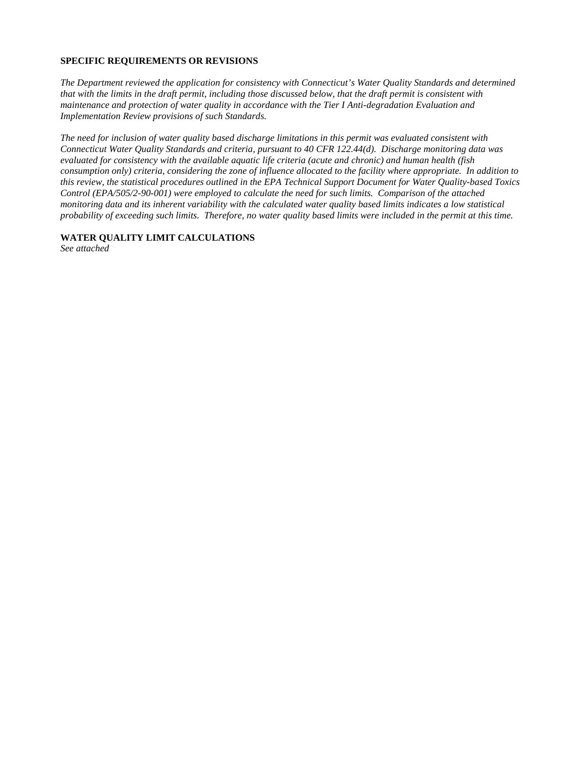**SPECIFIC REQUIREMENTS OR REVISIONS**

*The Department reviewed the application for consistency with Connecticut's Water Quality Standards and determined that with the limits in the draft permit, including those discussed below, that the draft permit is consistent with maintenance and protection of water quality in accordance with the Tier I Anti-degradation Evaluation and Implementation Review provisions of such Standards.*

*The need for inclusion of water quality based discharge limitations in this permit was evaluated consistent with Connecticut Water Quality Standards and criteria, pursuant to 40 CFR 122.44(d). Discharge monitoring data was evaluated for consistency with the available aquatic life criteria (acute and chronic) and human health (fish consumption only) criteria, considering the zone of influence allocated to the facility where appropriate. In addition to this review, the statistical procedures outlined in the EPA Technical Support Document for Water Quality-based Toxics Control (EPA/505/2-90-001) were employed to calculate the need for such limits. Comparison of the attached monitoring data and its inherent variability with the calculated water quality based limits indicates a low statistical probability of exceeding such limits. Therefore, no water quality based limits were included in the permit at this time.*

**WATER QUALITY LIMIT CALCULATIONS**

*See attached*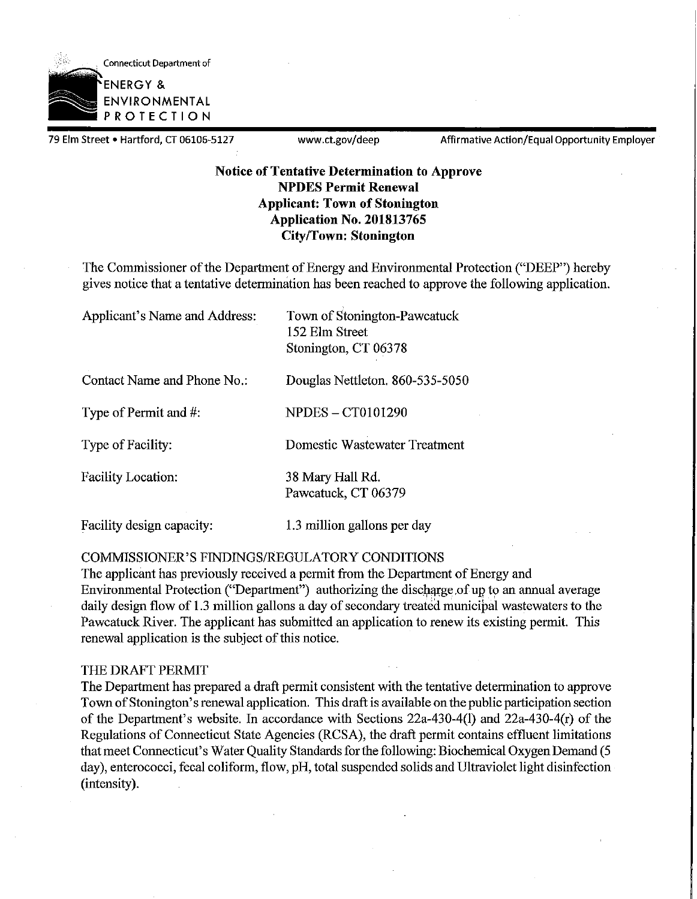Connecticut Department of

ENERGY & ENVIRONMENTAL PROTECTION

79 Elm Street • Hartford, CT 06106-5127 www.ct.gov/deep Affirmative Action/Equal Opportunity Employer

**Notice of Tentative Determination to Approve**
**NPDES Permit Renewal**
**Applicant: Town of Stonington**
**Application No. 201813765**
**City/Town: Stonington**

The Commissioner of the Department of Energy and Environmental Protection ("DEEP") hereby gives notice that a tentative determination has been reached to approve the following application.

| | |
|---|---|
| Applicant's Name and Address: | Town of Stonington-Pawcatuck<br>152 Elm Street<br>Stonington, CT 06378 |
| Contact Name and Phone No.: | Douglas Nettleton, 860-535-5050 |
| Type of Permit and #: | NPDES – CT0101290 |
| Type of Facility: | Domestic Wastewater Treatment |
| Facility Location: | 38 Mary Hall Rd.<br>Pawcatuck, CT 06379 |
| Facility design capacity: | 1.3 million gallons per day |

COMMISSIONER'S FINDINGS/REGULATORY CONDITIONS

The applicant has previously received a permit from the Department of Energy and Environmental Protection ("Department") authorizing the discharge of up to an annual average daily design flow of 1.3 million gallons a day of secondary treated municipal wastewaters to the Pawcatuck River. The applicant has submitted an application to renew its existing permit. This renewal application is the subject of this notice.

THE DRAFT PERMIT

The Department has prepared a draft permit consistent with the tentative determination to approve Town of Stonington's renewal application. This draft is available on the public participation section of the Department's website. In accordance with Sections 22a-430-4(l) and 22a-430-4(r) of the Regulations of Connecticut State Agencies (RCSA), the draft permit contains effluent limitations that meet Connecticut's Water Quality Standards for the following: Biochemical Oxygen Demand (5 day), enterococci, fecal coliform, flow, pH, total suspended solids and Ultraviolet light disinfection (intensity).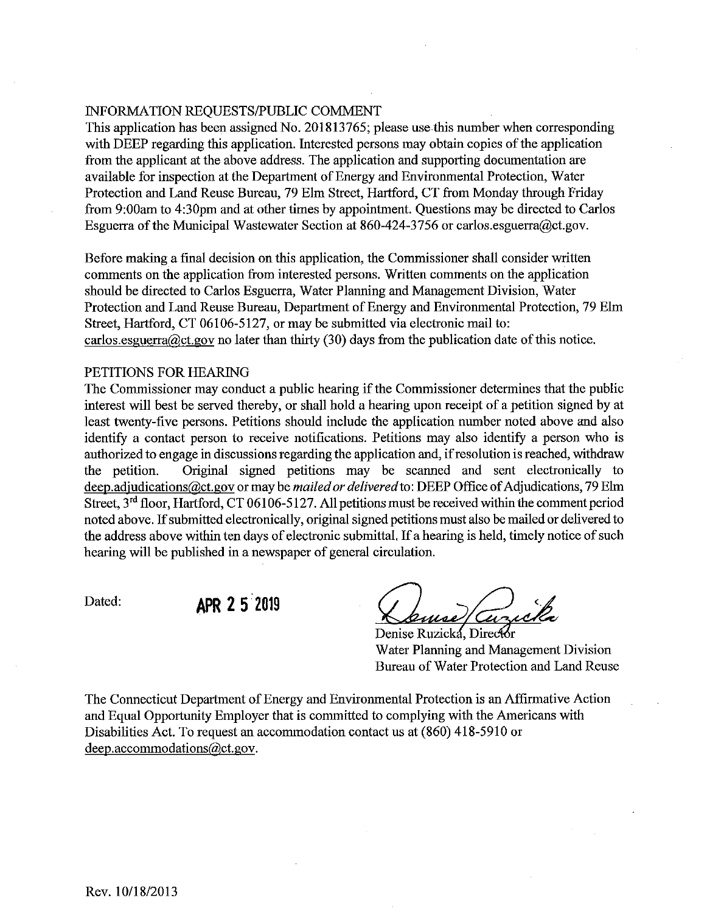## INFORMATION REQUESTS/PUBLIC COMMENT

This application has been assigned No. 201813765; please use this number when corresponding with DEEP regarding this application. Interested persons may obtain copies of the application from the applicant at the above address. The application and supporting documentation are available for inspection at the Department of Energy and Environmental Protection, Water Protection and Land Reuse Bureau, 79 Elm Street, Hartford, CT from Monday through Friday from 9:00am to 4:30pm and at other times by appointment. Questions may be directed to Carlos Esguerra of the Municipal Wastewater Section at 860-424-3756 or carlos.esguerra@ct.gov.

Before making a final decision on this application, the Commissioner shall consider written comments on the application from interested persons. Written comments on the application should be directed to Carlos Esguerra, Water Planning and Management Division, Water Protection and Land Reuse Bureau, Department of Energy and Environmental Protection, 79 Elm Street, Hartford, CT 06106-5127, or may be submitted via electronic mail to: carlos.esguerra@ct.gov no later than thirty (30) days from the publication date of this notice.

## PETITIONS FOR HEARING

The Commissioner may conduct a public hearing if the Commissioner determines that the public interest will best be served thereby, or shall hold a hearing upon receipt of a petition signed by at least twenty-five persons. Petitions should include the application number noted above and also identify a contact person to receive notifications. Petitions may also identify a person who is authorized to engage in discussions regarding the application and, if resolution is reached, withdraw the petition. Original signed petitions may be scanned and sent electronically to deep.adjudications@ct.gov or may be *mailed or delivered* to: DEEP Office of Adjudications, 79 Elm Street, 3rd floor, Hartford, CT 06106-5127. All petitions must be received within the comment period noted above. If submitted electronically, original signed petitions must also be mailed or delivered to the address above within ten days of electronic submittal. If a hearing is held, timely notice of such hearing will be published in a newspaper of general circulation.

Dated: **APR 25 2019**

Denise Ruzicka, Director
Water Planning and Management Division
Bureau of Water Protection and Land Reuse

The Connecticut Department of Energy and Environmental Protection is an Affirmative Action and Equal Opportunity Employer that is committed to complying with the Americans with Disabilities Act. To request an accommodation contact us at (860) 418-5910 or deep.accommodations@ct.gov.

Rev. 10/18/2013